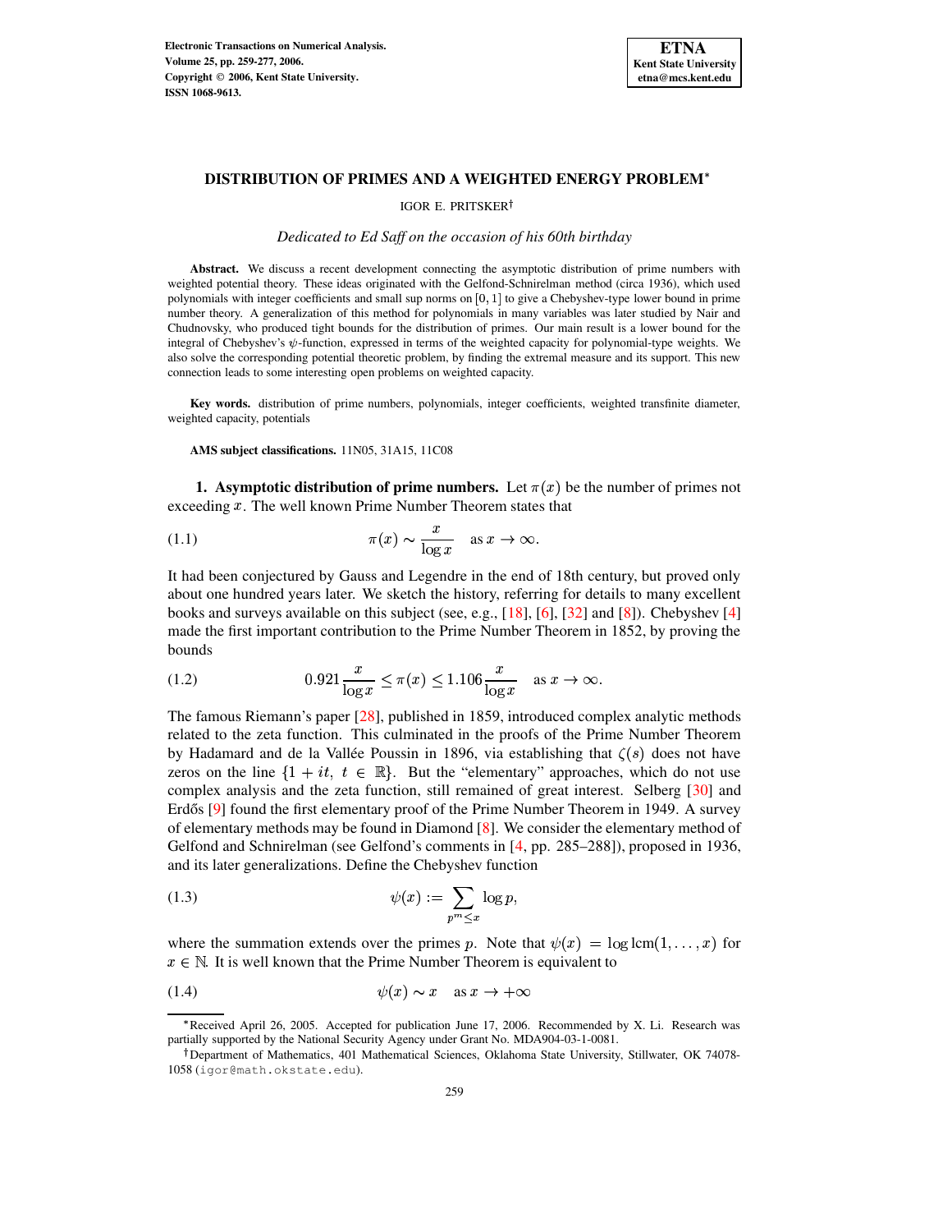# DISTRIBUTION OF PRIMES AND A WEIGHTED ENERGY PROBLEM*

IGOR E. PRITSKER†

*Dedicated to Ed Saff on the occasion of his 60th birthday*

**Abstract.** We discuss a recent development connecting the asymptotic distribution of prime numbers with weighted potential theory. These ideas originated with the Gelfond-Schnirelman method (circa 1936), which used polynomials with integer coefficients and small sup norms on $[0,1]$ to give a Chebyshev-type lower bound in prime number theory. A generalization of this method for polynomials in many variables was later studied by Nair and Chudnovsky, who produced tight bounds for the distribution of primes. Our main result is a lower bound for the integral of Chebyshev's $\psi$-function, expressed in terms of the weighted capacity for polynomial-type weights. We also solve the corresponding potential theoretic problem, by finding the extremal measure and its support. This new connection leads to some interesting open problems on weighted capacity.

**Key words.** distribution of prime numbers, polynomials, integer coefficients, weighted transfinite diameter, weighted capacity, potentials

**AMS subject classifications.** 11N05, 31A15, 11C08

**1. Asymptotic distribution of prime numbers.** Let $\pi(x)$ be the number of primes not exceeding $x$. The well known Prime Number Theorem states that

$$\pi(x) \sim \frac{x}{\log x} \quad \text{as } x \to \infty. \tag{1.1}$$

It had been conjectured by Gauss and Legendre in the end of 18th century, but proved only about one hundred years later. We sketch the history, referring for details to many excellent books and surveys available on this subject (see, e.g., [18], [6], [32] and [8]). Chebyshev [4] made the first important contribution to the Prime Number Theorem in 1852, by proving the bounds

$$0.921\frac{x}{\log x} \le \pi(x) \le 1.106\frac{x}{\log x} \quad \text{as } x \to \infty. \tag{1.2}$$

The famous Riemann's paper [28], published in 1859, introduced complex analytic methods related to the zeta function. This culminated in the proofs of the Prime Number Theorem by Hadamard and de la Vallée Poussin in 1896, via establishing that $\zeta(s)$ does not have zeros on the line $\{1+it,\ t\in\mathbb{R}\}$. But the "elementary" approaches, which do not use complex analysis and the zeta function, still remained of great interest. Selberg [30] and Erdős [9] found the first elementary proof of the Prime Number Theorem in 1949. A survey of elementary methods may be found in Diamond [8]. We consider the elementary method of Gelfond and Schnirelman (see Gelfond's comments in [4, pp. 285–288]), proposed in 1936, and its later generalizations. Define the Chebyshev function

$$\psi(x) := \sum_{p^m \le x} \log p, \tag{1.3}$$

where the summation extends over the primes $p$. Note that $\psi(x) = \log \mathrm{lcm}(1,\ldots,x)$ for $x\in\mathbb{N}$. It is well known that the Prime Number Theorem is equivalent to

$$\psi(x) \sim x \quad \text{as } x \to +\infty \tag{1.4}$$

---

*Received April 26, 2005. Accepted for publication June 17, 2006. Recommended by X. Li. Research was partially supported by the National Security Agency under Grant No. MDA904-03-1-0081.

†Department of Mathematics, 401 Mathematical Sciences, Oklahoma State University, Stillwater, OK 74078-1058 (igor@math.okstate.edu).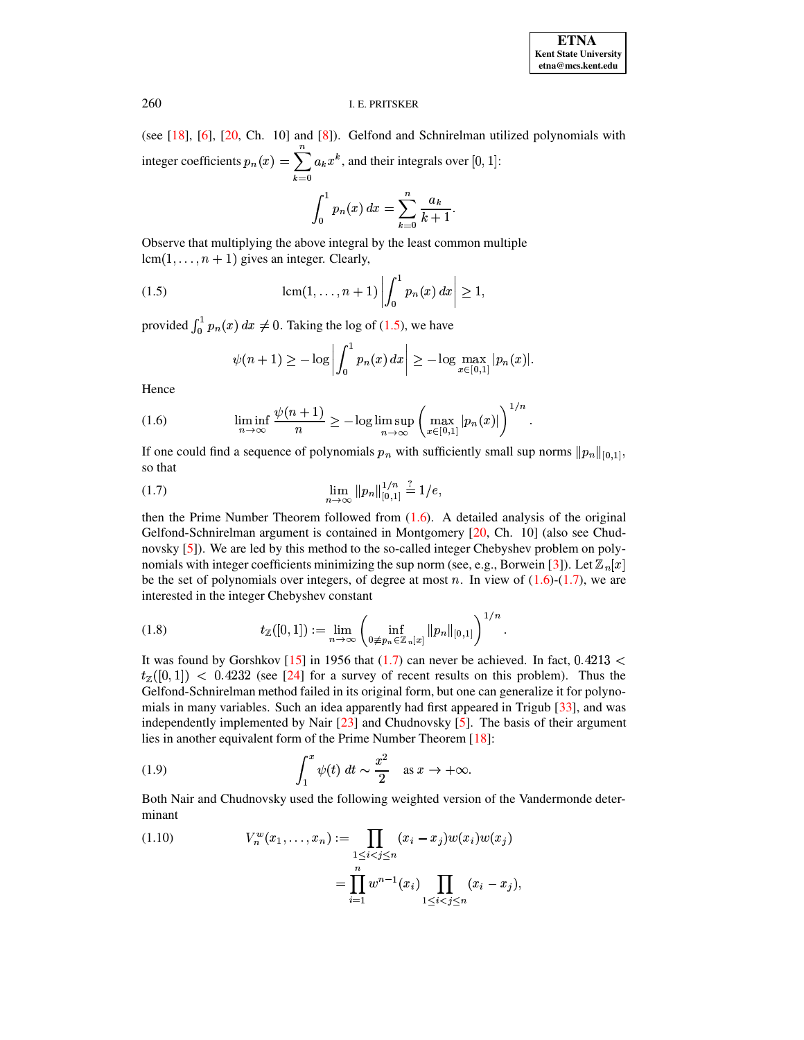(see [18], [6], [20, Ch. 10] and [8]). Gelfond and Schnirelman utilized polynomials with integer coefficients $p_n(x) = \sum_{k=0}^{n} a_k x^k$, and their integrals over $[0, 1]$:

$$\int_0^1 p_n(x)\,dx = \sum_{k=0}^{n} \frac{a_k}{k+1}.$$

Observe that multiplying the above integral by the least common multiple $\mathrm{lcm}(1, \ldots, n+1)$ gives an integer. Clearly,

$$\mathrm{lcm}(1, \ldots, n+1) \left| \int_0^1 p_n(x)\,dx \right| \geq 1, \tag{1.5}$$

provided $\int_0^1 p_n(x)\,dx \neq 0$. Taking the log of (1.5), we have

$$\psi(n+1) \geq -\log \left| \int_0^1 p_n(x)\,dx \right| \geq -\log \max_{x \in [0,1]} |p_n(x)|.$$

Hence

$$\liminf_{n\to\infty} \frac{\psi(n+1)}{n} \geq -\log \limsup_{n\to\infty} \left( \max_{x\in[0,1]} |p_n(x)| \right)^{1/n}. \tag{1.6}$$

If one could find a sequence of polynomials $p_n$ with sufficiently small sup norms $\|p_n\|_{[0,1]}$, so that

$$\lim_{n\to\infty} \|p_n\|_{[0,1]}^{1/n} \stackrel{?}{=} 1/e, \tag{1.7}$$

then the Prime Number Theorem followed from (1.6). A detailed analysis of the original Gelfond-Schnirelman argument is contained in Montgomery [20, Ch. 10] (also see Chudnovsky [5]). We are led by this method to the so-called integer Chebyshev problem on polynomials with integer coefficients minimizing the sup norm (see, e.g., Borwein [3]). Let $\mathbb{Z}_n[x]$ be the set of polynomials over integers, of degree at most $n$. In view of (1.6)-(1.7), we are interested in the integer Chebyshev constant

$$t_{\mathbb{Z}}([0,1]) := \lim_{n\to\infty} \left( \inf_{0 \not\equiv p_n \in \mathbb{Z}_n[x]} \|p_n\|_{[0,1]} \right)^{1/n}. \tag{1.8}$$

It was found by Gorshkov [15] in 1956 that (1.7) can never be achieved. In fact, $0.4213 < t_{\mathbb{Z}}([0,1]) < 0.4232$ (see [24] for a survey of recent results on this problem). Thus the Gelfond-Schnirelman method failed in its original form, but one can generalize it for polynomials in many variables. Such an idea apparently had first appeared in Trigub [33], and was independently implemented by Nair [23] and Chudnovsky [5]. The basis of their argument lies in another equivalent form of the Prime Number Theorem [18]:

$$\int_1^x \psi(t)\,dt \sim \frac{x^2}{2} \quad \text{as } x \to +\infty. \tag{1.9}$$

Both Nair and Chudnovsky used the following weighted version of the Vandermonde determinant

$$\begin{aligned} V_n^w(x_1, \ldots, x_n) &:= \prod_{1\leq i<j\leq n} (x_i - x_j) w(x_i) w(x_j) \\ &= \prod_{i=1}^{n} w^{n-1}(x_i) \prod_{1\leq i<j\leq n} (x_i - x_j), \end{aligned} \tag{1.10}$$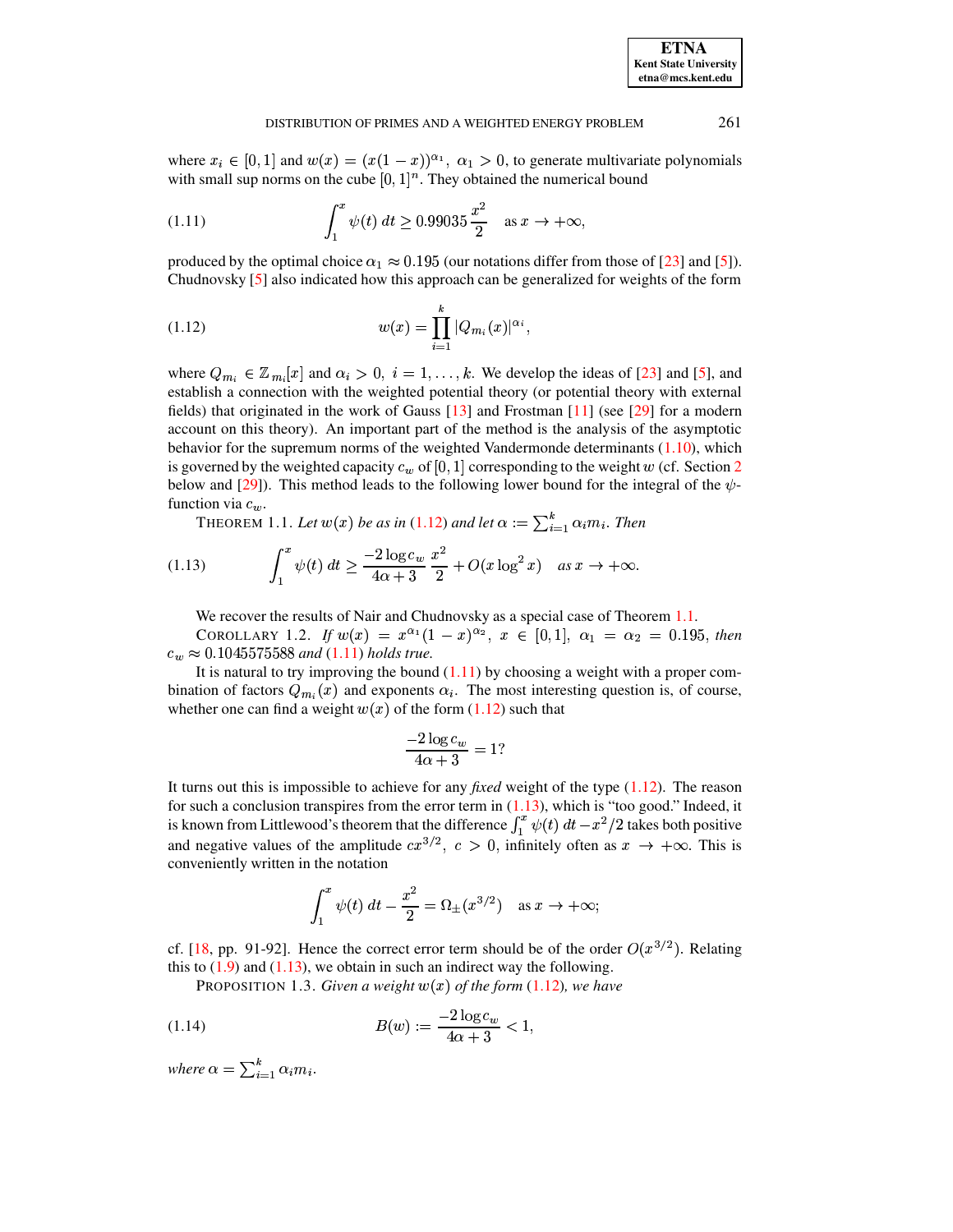where $x_i \in [0,1]$ and $w(x) = (x(1-x))^{\alpha_1},\ \alpha_1 > 0$, to generate multivariate polynomials with small sup norms on the cube $[0,1]^n$. They obtained the numerical bound

$$\int_1^x \psi(t)\, dt \geq 0.99035\, \frac{x^2}{2} \quad \text{as } x \to +\infty, \tag{1.11}$$

produced by the optimal choice $\alpha_1 \approx 0.195$ (our notations differ from those of [23] and [5]). Chudnovsky [5] also indicated how this approach can be generalized for weights of the form

$$w(x) = \prod_{i=1}^{k} |Q_{m_i}(x)|^{\alpha_i}, \tag{1.12}$$

where $Q_{m_i} \in \mathbb{Z}_{m_i}[x]$ and $\alpha_i > 0,\ i = 1, \ldots, k$. We develop the ideas of [23] and [5], and establish a connection with the weighted potential theory (or potential theory with external fields) that originated in the work of Gauss [13] and Frostman [11] (see [29] for a modern account on this theory). An important part of the method is the analysis of the asymptotic behavior for the supremum norms of the weighted Vandermonde determinants (1.10), which is governed by the weighted capacity $c_w$ of $[0,1]$ corresponding to the weight $w$ (cf. Section 2 below and [29]). This method leads to the following lower bound for the integral of the $\psi$-function via $c_w$.

THEOREM 1.1. *Let $w(x)$ be as in (1.12) and let $\alpha := \sum_{i=1}^{k} \alpha_i m_i$. Then*

$$\int_1^x \psi(t)\, dt \geq \frac{-2 \log c_w}{4\alpha + 3}\, \frac{x^2}{2} + O(x \log^2 x) \quad \text{as } x \to +\infty. \tag{1.13}$$

We recover the results of Nair and Chudnovsky as a special case of Theorem 1.1.

COROLLARY 1.2. *If $w(x) = x^{\alpha_1}(1-x)^{\alpha_2},\ x \in [0,1],\ \alpha_1 = \alpha_2 = 0.195$, then $c_w \approx 0.1045575588$ and (1.11) holds true.*

It is natural to try improving the bound (1.11) by choosing a weight with a proper combination of factors $Q_{m_i}(x)$ and exponents $\alpha_i$. The most interesting question is, of course, whether one can find a weight $w(x)$ of the form (1.12) such that

$$\frac{-2 \log c_w}{4\alpha + 3} = 1?$$

It turns out this is impossible to achieve for any *fixed* weight of the type (1.12). The reason for such a conclusion transpires from the error term in (1.13), which is "too good." Indeed, it is known from Littlewood's theorem that the difference $\int_1^x \psi(t)\, dt - x^2/2$ takes both positive and negative values of the amplitude $cx^{3/2},\ c > 0$, infinitely often as $x \to +\infty$. This is conveniently written in the notation

$$\int_1^x \psi(t)\, dt - \frac{x^2}{2} = \Omega_{\pm}(x^{3/2}) \quad \text{as } x \to +\infty;$$

cf. [18, pp. 91-92]. Hence the correct error term should be of the order $O(x^{3/2})$. Relating this to (1.9) and (1.13), we obtain in such an indirect way the following.

PROPOSITION 1.3. *Given a weight $w(x)$ of the form (1.12), we have*

$$B(w) := \frac{-2 \log c_w}{4\alpha + 3} < 1, \tag{1.14}$$

*where $\alpha = \sum_{i=1}^{k} \alpha_i m_i$.*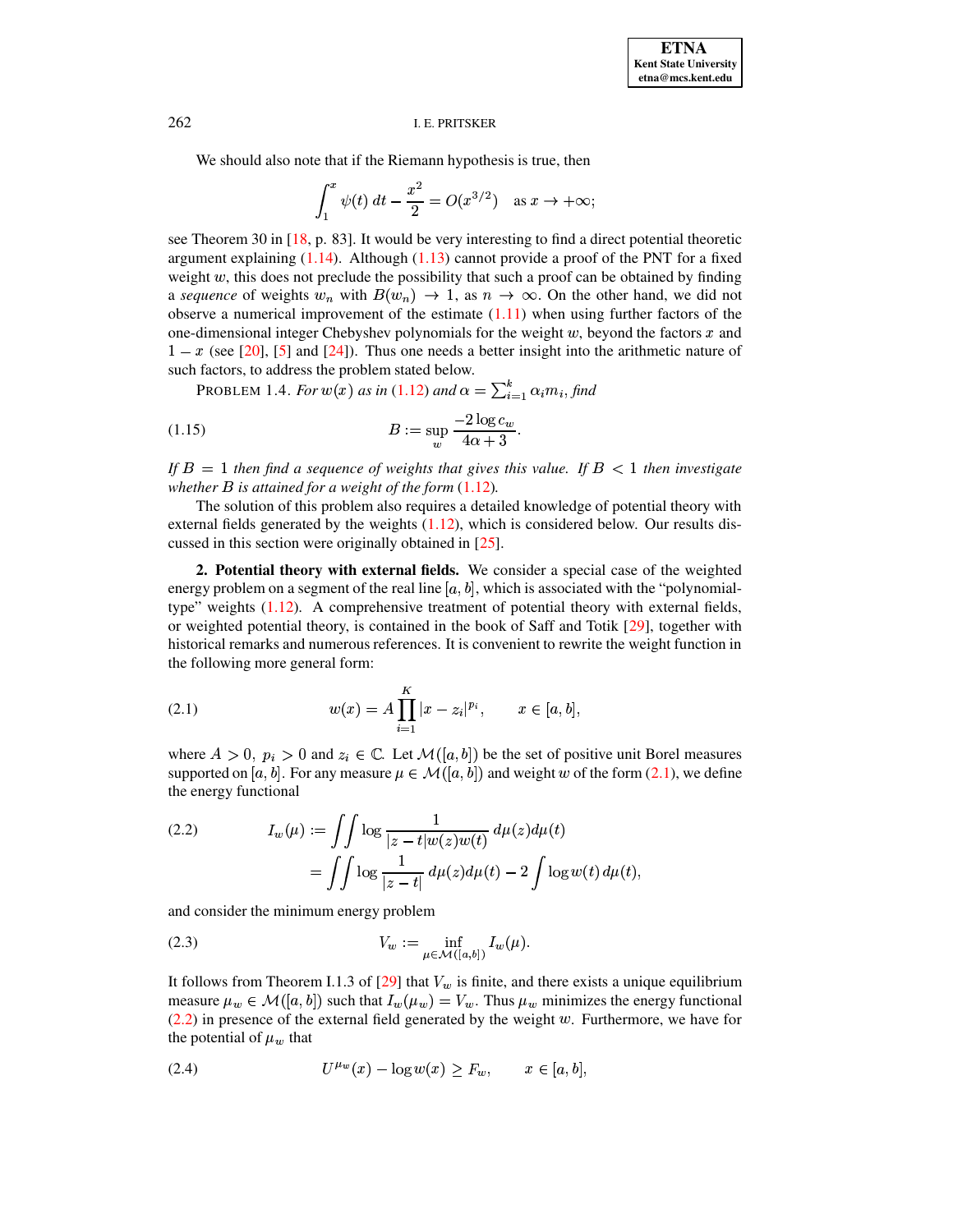We should also note that if the Riemann hypothesis is true, then

$$\int_1^x \psi(t)\,dt - \frac{x^2}{2} = O(x^{3/2}) \quad \text{as } x \to +\infty;$$

see Theorem 30 in [18, p. 83]. It would be very interesting to find a direct potential theoretic argument explaining (1.14). Although (1.13) cannot provide a proof of the PNT for a fixed weight $w$, this does not preclude the possibility that such a proof can be obtained by finding a *sequence* of weights $w_n$ with $B(w_n) \to 1$, as $n \to \infty$. On the other hand, we did not observe a numerical improvement of the estimate (1.11) when using further factors of the one-dimensional integer Chebyshev polynomials for the weight $w$, beyond the factors $x$ and $1-x$ (see [20], [5] and [24]). Thus one needs a better insight into the arithmetic nature of such factors, to address the problem stated below.

PROBLEM 1.4. *For $w(x)$ as in (1.12) and $\alpha = \sum_{i=1}^k \alpha_i m_i$, find*

$$B := \sup_w \frac{-2\log c_w}{4\alpha + 3}. \tag{1.15}$$

*If $B = 1$ then find a sequence of weights that gives this value. If $B < 1$ then investigate whether $B$ is attained for a weight of the form (1.12).*

The solution of this problem also requires a detailed knowledge of potential theory with external fields generated by the weights (1.12), which is considered below. Our results discussed in this section were originally obtained in [25].

## 2. Potential theory with external fields.

We consider a special case of the weighted energy problem on a segment of the real line $[a,b]$, which is associated with the "polynomial-type" weights (1.12). A comprehensive treatment of potential theory with external fields, or weighted potential theory, is contained in the book of Saff and Totik [29], together with historical remarks and numerous references. It is convenient to rewrite the weight function in the following more general form:

$$w(x) = A \prod_{i=1}^{K} |x - z_i|^{p_i}, \qquad x \in [a,b], \tag{2.1}$$

where $A > 0$, $p_i > 0$ and $z_i \in \mathbb{C}$. Let $\mathcal{M}([a,b])$ be the set of positive unit Borel measures supported on $[a,b]$. For any measure $\mu \in \mathcal{M}([a,b])$ and weight $w$ of the form (2.1), we define the energy functional

$$\begin{aligned} I_w(\mu) &:= \iint \log \frac{1}{|z-t|w(z)w(t)}\,d\mu(z)d\mu(t) \\ &= \iint \log\frac{1}{|z-t|}\,d\mu(z)d\mu(t) - 2\int \log w(t)\,d\mu(t), \end{aligned} \tag{2.2}$$

and consider the minimum energy problem

$$V_w := \inf_{\mu \in \mathcal{M}([a,b])} I_w(\mu). \tag{2.3}$$

It follows from Theorem I.1.3 of [29] that $V_w$ is finite, and there exists a unique equilibrium measure $\mu_w \in \mathcal{M}([a,b])$ such that $I_w(\mu_w) = V_w$. Thus $\mu_w$ minimizes the energy functional (2.2) in presence of the external field generated by the weight $w$. Furthermore, we have for the potential of $\mu_w$ that

$$U^{\mu_w}(x) - \log w(x) \geq F_w, \qquad x \in [a,b], \tag{2.4}$$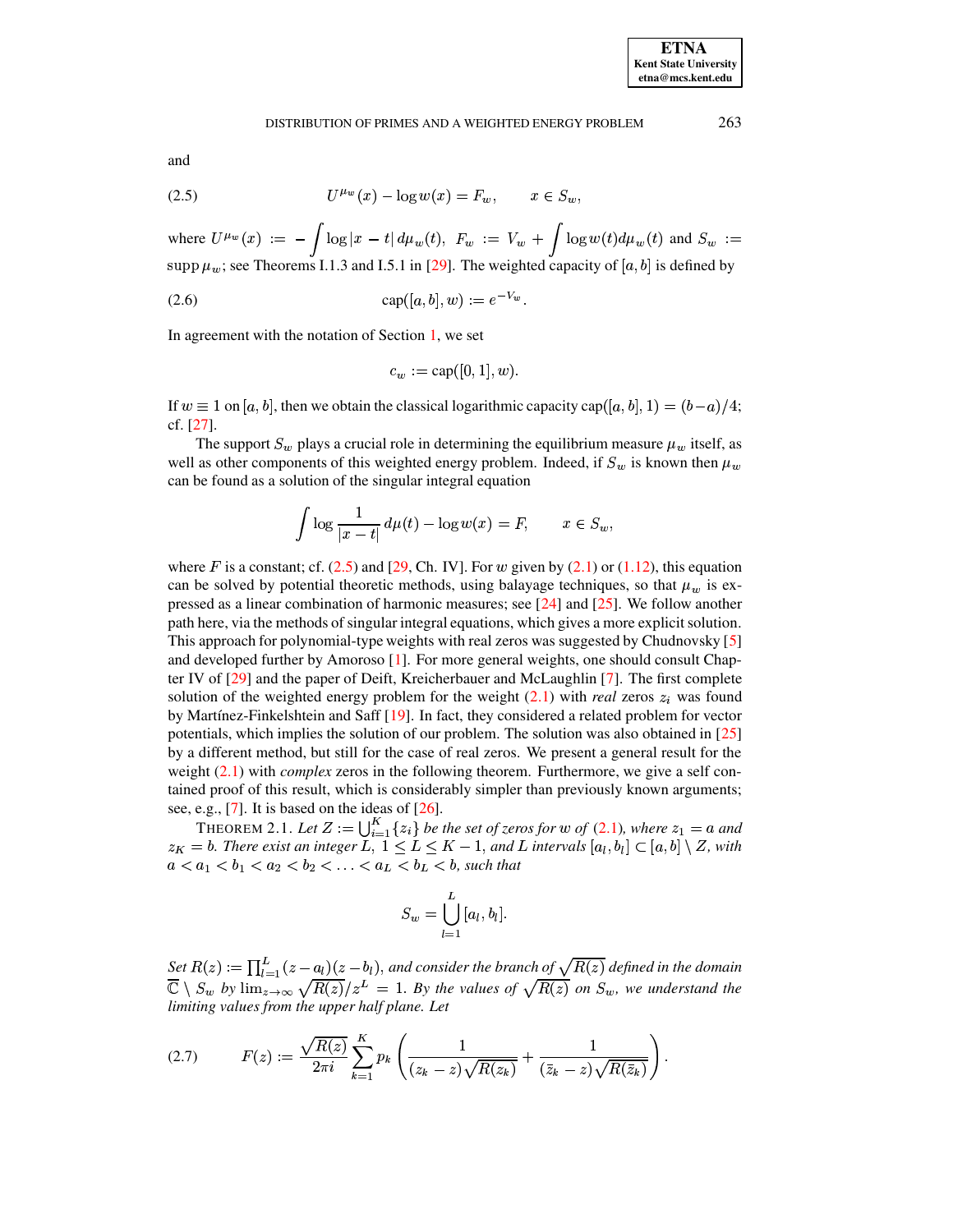and

$$U^{\mu_w}(x) - \log w(x) = F_w, \qquad x \in S_w, \tag{2.5}$$

where $U^{\mu_w}(x) := -\int \log|x-t|\, d\mu_w(t)$, $F_w := V_w + \int \log w(t) d\mu_w(t)$ and $S_w := \operatorname{supp} \mu_w$; see Theorems I.1.3 and I.5.1 in [29]. The weighted capacity of $[a,b]$ is defined by

$$\operatorname{cap}([a,b],w) := e^{-V_w}. \tag{2.6}$$

In agreement with the notation of Section 1, we set

$$c_w := \operatorname{cap}([0,1],w).$$

If $w \equiv 1$ on $[a,b]$, then we obtain the classical logarithmic capacity $\operatorname{cap}([a,b],1) = (b-a)/4$; cf. [27].

The support $S_w$ plays a crucial role in determining the equilibrium measure $\mu_w$ itself, as well as other components of this weighted energy problem. Indeed, if $S_w$ is known then $\mu_w$ can be found as a solution of the singular integral equation

$$\int \log \frac{1}{|x-t|}\, d\mu(t) - \log w(x) = F, \qquad x \in S_w,$$

where $F$ is a constant; cf. (2.5) and [29, Ch. IV]. For $w$ given by (2.1) or (1.12), this equation can be solved by potential theoretic methods, using balayage techniques, so that $\mu_w$ is expressed as a linear combination of harmonic measures; see [24] and [25]. We follow another path here, via the methods of singular integral equations, which gives a more explicit solution. This approach for polynomial-type weights with real zeros was suggested by Chudnovsky [5] and developed further by Amoroso [1]. For more general weights, one should consult Chapter IV of [29] and the paper of Deift, Kreicherbauer and McLaughlin [7]. The first complete solution of the weighted energy problem for the weight (2.1) with *real* zeros $z_i$ was found by Martínez-Finkelshtein and Saff [19]. In fact, they considered a related problem for vector potentials, which implies the solution of our problem. The solution was also obtained in [25] by a different method, but still for the case of real zeros. We present a general result for the weight (2.1) with *complex* zeros in the following theorem. Furthermore, we give a self contained proof of this result, which is considerably simpler than previously known arguments; see, e.g., [7]. It is based on the ideas of [26].

THEOREM 2.1. *Let $Z := \bigcup_{i=1}^{K}\{z_i\}$ be the set of zeros for $w$ of (2.1), where $z_1 = a$ and $z_K = b$. There exist an integer $L$, $1 \le L \le K-1$, and $L$ intervals $[a_l, b_l] \subset [a,b] \setminus Z$, with $a < a_1 < b_1 < a_2 < b_2 < \ldots < a_L < b_L < b$, such that*

$$S_w = \bigcup_{l=1}^{L} [a_l, b_l].$$

*Set $R(z) := \prod_{l=1}^{L}(z-a_l)(z-b_l)$, and consider the branch of $\sqrt{R(z)}$ defined in the domain $\overline{\mathbb{C}} \setminus S_w$ by $\lim_{z\to\infty} \sqrt{R(z)}/z^L = 1$. By the values of $\sqrt{R(z)}$ on $S_w$, we understand the limiting values from the upper half plane. Let*

$$F(z) := \frac{\sqrt{R(z)}}{2\pi i} \sum_{k=1}^{K} p_k \left( \frac{1}{(z_k - z)\sqrt{R(z_k)}} + \frac{1}{(\bar{z}_k - z)\sqrt{R(\bar{z}_k)}} \right). \tag{2.7}$$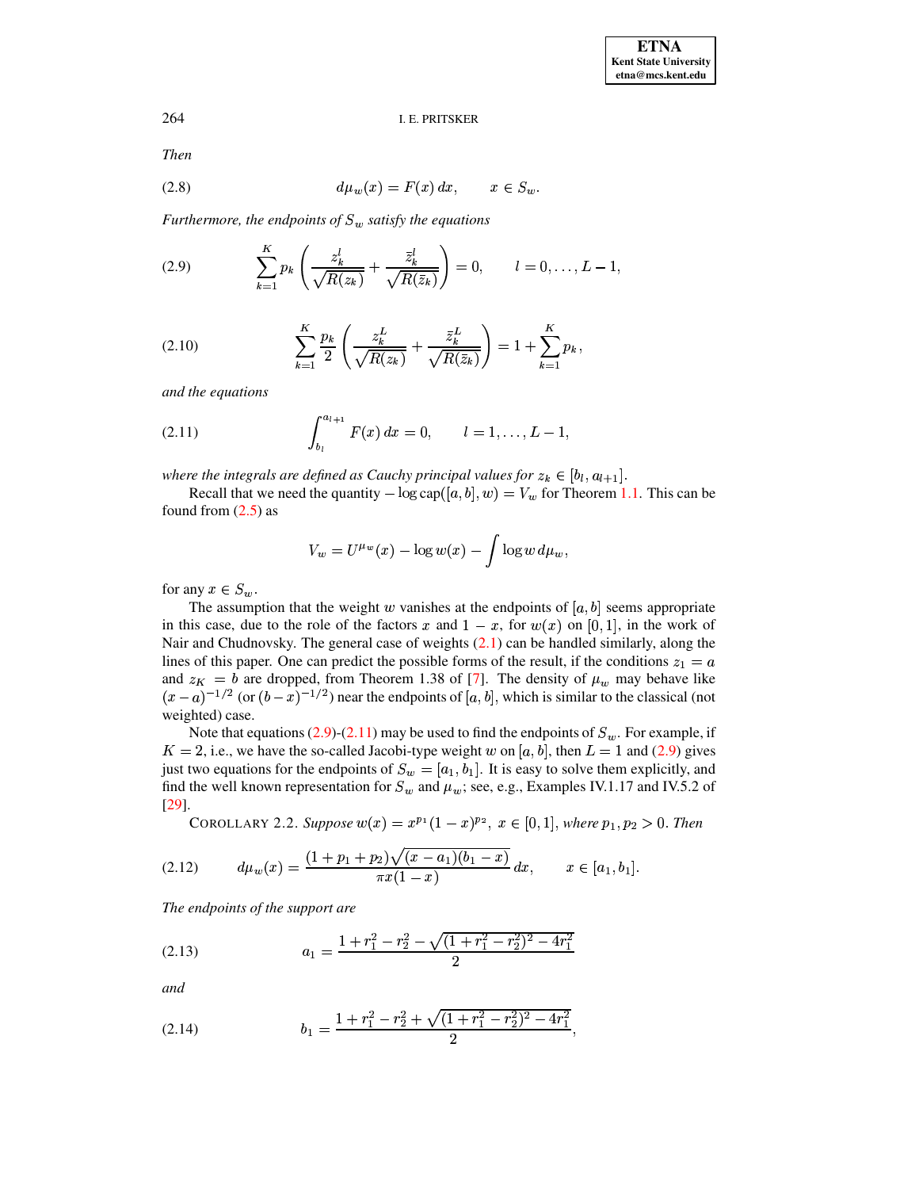*Then*

$$d\mu_w(x) = F(x)\,dx, \qquad x \in S_w. \tag{2.8}$$

*Furthermore, the endpoints of $S_w$ satisfy the equations*

$$\sum_{k=1}^{K} p_k \left( \frac{z_k^l}{\sqrt{R(z_k)}} + \frac{\bar{z}_k^l}{\sqrt{R(\bar{z}_k)}} \right) = 0, \qquad l = 0, \ldots, L-1, \tag{2.9}$$

$$\sum_{k=1}^{K} \frac{p_k}{2} \left( \frac{z_k^L}{\sqrt{R(z_k)}} + \frac{\bar{z}_k^L}{\sqrt{R(\bar{z}_k)}} \right) = 1 + \sum_{k=1}^{K} p_k, \tag{2.10}$$

*and the equations*

$$\int_{b_l}^{a_{l+1}} F(x)\,dx = 0, \qquad l = 1, \ldots, L-1, \tag{2.11}$$

*where the integrals are defined as Cauchy principal values for $z_k \in [b_l, a_{l+1}]$.*

Recall that we need the quantity $-\log \text{cap}([a,b], w) = V_w$ for Theorem 1.1. This can be found from (2.5) as

$$V_w = U^{\mu_w}(x) - \log w(x) - \int \log w \, d\mu_w,$$

for any $x \in S_w$.

The assumption that the weight $w$ vanishes at the endpoints of $[a,b]$ seems appropriate in this case, due to the role of the factors $x$ and $1-x$, for $w(x)$ on $[0,1]$, in the work of Nair and Chudnovsky. The general case of weights (2.1) can be handled similarly, along the lines of this paper. One can predict the possible forms of the result, if the conditions $z_1 = a$ and $z_K = b$ are dropped, from Theorem 1.38 of [7]. The density of $\mu_w$ may behave like $(x-a)^{-1/2}$ (or $(b-x)^{-1/2}$) near the endpoints of $[a,b]$, which is similar to the classical (not weighted) case.

Note that equations (2.9)-(2.11) may be used to find the endpoints of $S_w$. For example, if $K=2$, i.e., we have the so-called Jacobi-type weight $w$ on $[a,b]$, then $L=1$ and (2.9) gives just two equations for the endpoints of $S_w = [a_1, b_1]$. It is easy to solve them explicitly, and find the well known representation for $S_w$ and $\mu_w$; see, e.g., Examples IV.1.17 and IV.5.2 of [29].

COROLLARY 2.2. *Suppose $w(x) = x^{p_1}(1-x)^{p_2}, \ x \in [0,1]$, where $p_1, p_2 > 0$. Then*

$$d\mu_w(x) = \frac{(1+p_1+p_2)\sqrt{(x-a_1)(b_1-x)}}{\pi x(1-x)}\,dx, \qquad x \in [a_1, b_1]. \tag{2.12}$$

*The endpoints of the support are*

$$a_1 = \frac{1 + r_1^2 - r_2^2 - \sqrt{(1+r_1^2-r_2^2)^2 - 4r_1^2}}{2} \tag{2.13}$$

*and*

$$b_1 = \frac{1 + r_1^2 - r_2^2 + \sqrt{(1+r_1^2-r_2^2)^2 - 4r_1^2}}{2}, \tag{2.14}$$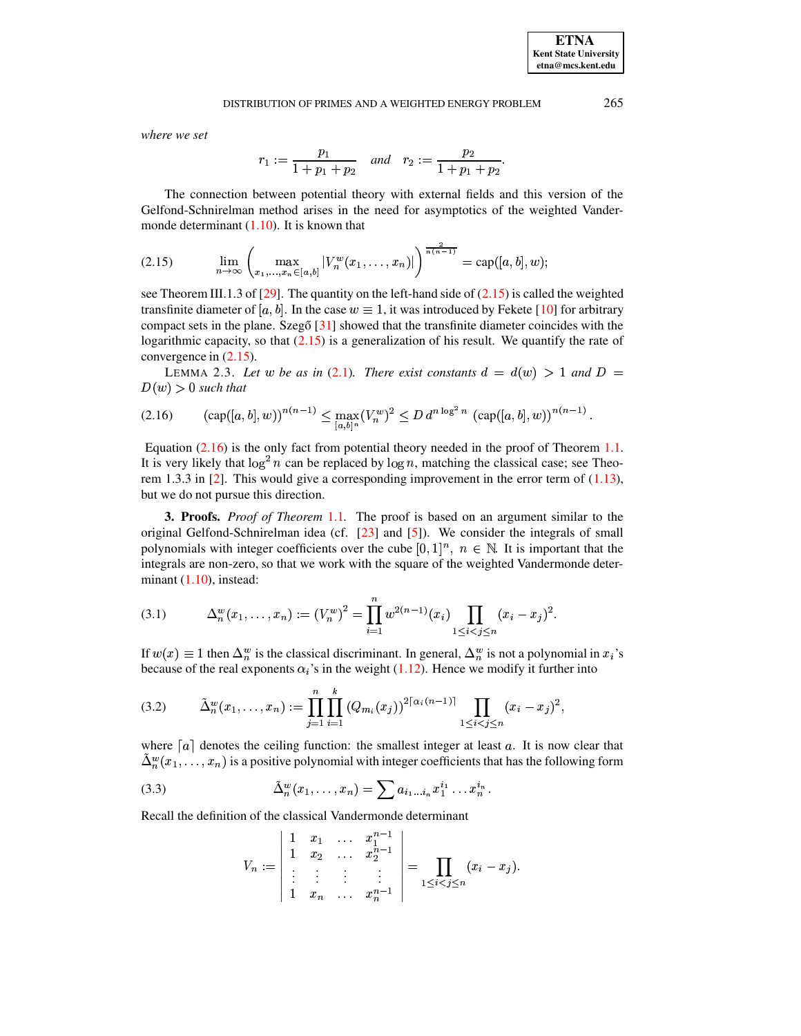*where we set*

$$r_1 := \frac{p_1}{1+p_1+p_2} \quad \textit{and} \quad r_2 := \frac{p_2}{1+p_1+p_2}.$$

The connection between potential theory with external fields and this version of the Gelfond-Schnirelman method arises in the need for asymptotics of the weighted Vandermonde determinant (1.10). It is known that

$$\lim_{n\to\infty} \left( \max_{x_1,\ldots,x_n\in[a,b]} |V_n^w(x_1,\ldots,x_n)| \right)^{\frac{2}{n(n-1)}} = \operatorname{cap}([a,b],w); \tag{2.15}$$

see Theorem III.1.3 of [29]. The quantity on the left-hand side of (2.15) is called the weighted transfinite diameter of $[a,b]$. In the case $w \equiv 1$, it was introduced by Fekete [10] for arbitrary compact sets in the plane. Szegő [31] showed that the transfinite diameter coincides with the logarithmic capacity, so that (2.15) is a generalization of his result. We quantify the rate of convergence in (2.15).

LEMMA 2.3. *Let $w$ be as in (2.1). There exist constants $d = d(w) > 1$ and $D = D(w) > 0$ such that*

$$(\operatorname{cap}([a,b],w))^{n(n-1)} \le \max_{[a,b]^n} (V_n^w)^2 \le D\, d^{n\log^2 n}\, (\operatorname{cap}([a,b],w))^{n(n-1)}. \tag{2.16}$$

Equation (2.16) is the only fact from potential theory needed in the proof of Theorem 1.1. It is very likely that $\log^2 n$ can be replaced by $\log n$, matching the classical case; see Theorem 1.3.3 in [2]. This would give a corresponding improvement in the error term of (1.13), but we do not pursue this direction.

**3. Proofs.** *Proof of Theorem* 1.1. The proof is based on an argument similar to the original Gelfond-Schnirelman idea (cf. [23] and [5]). We consider the integrals of small polynomials with integer coefficients over the cube $[0,1]^n$, $n \in \mathbb{N}$. It is important that the integrals are non-zero, so that we work with the square of the weighted Vandermonde determinant (1.10), instead:

$$\Delta_n^w(x_1,\ldots,x_n) := (V_n^w)^2 = \prod_{i=1}^n w^{2(n-1)}(x_i) \prod_{1\le i<j\le n} (x_i - x_j)^2. \tag{3.1}$$

If $w(x) \equiv 1$ then $\Delta_n^w$ is the classical discriminant. In general, $\Delta_n^w$ is not a polynomial in $x_i$'s because of the real exponents $\alpha_i$'s in the weight (1.12). Hence we modify it further into

$$\tilde{\Delta}_n^w(x_1,\ldots,x_n) := \prod_{j=1}^n \prod_{i=1}^k (Q_{m_i}(x_j))^{2\lceil \alpha_i(n-1)\rceil} \prod_{1\le i<j\le n} (x_i - x_j)^2, \tag{3.2}$$

where $\lceil a \rceil$ denotes the ceiling function: the smallest integer at least $a$. It is now clear that $\tilde{\Delta}_n^w(x_1,\ldots,x_n)$ is a positive polynomial with integer coefficients that has the following form

$$\tilde{\Delta}_n^w(x_1,\ldots,x_n) = \sum a_{i_1\ldots i_n} x_1^{i_1}\ldots x_n^{i_n}. \tag{3.3}$$

Recall the definition of the classical Vandermonde determinant

$$V_n := \begin{vmatrix} 1 & x_1 & \ldots & x_1^{n-1} \\ 1 & x_2 & \ldots & x_2^{n-1} \\ \vdots & \vdots & \vdots & \vdots \\ 1 & x_n & \ldots & x_n^{n-1} \end{vmatrix} = \prod_{1\le i<j\le n} (x_i - x_j).$$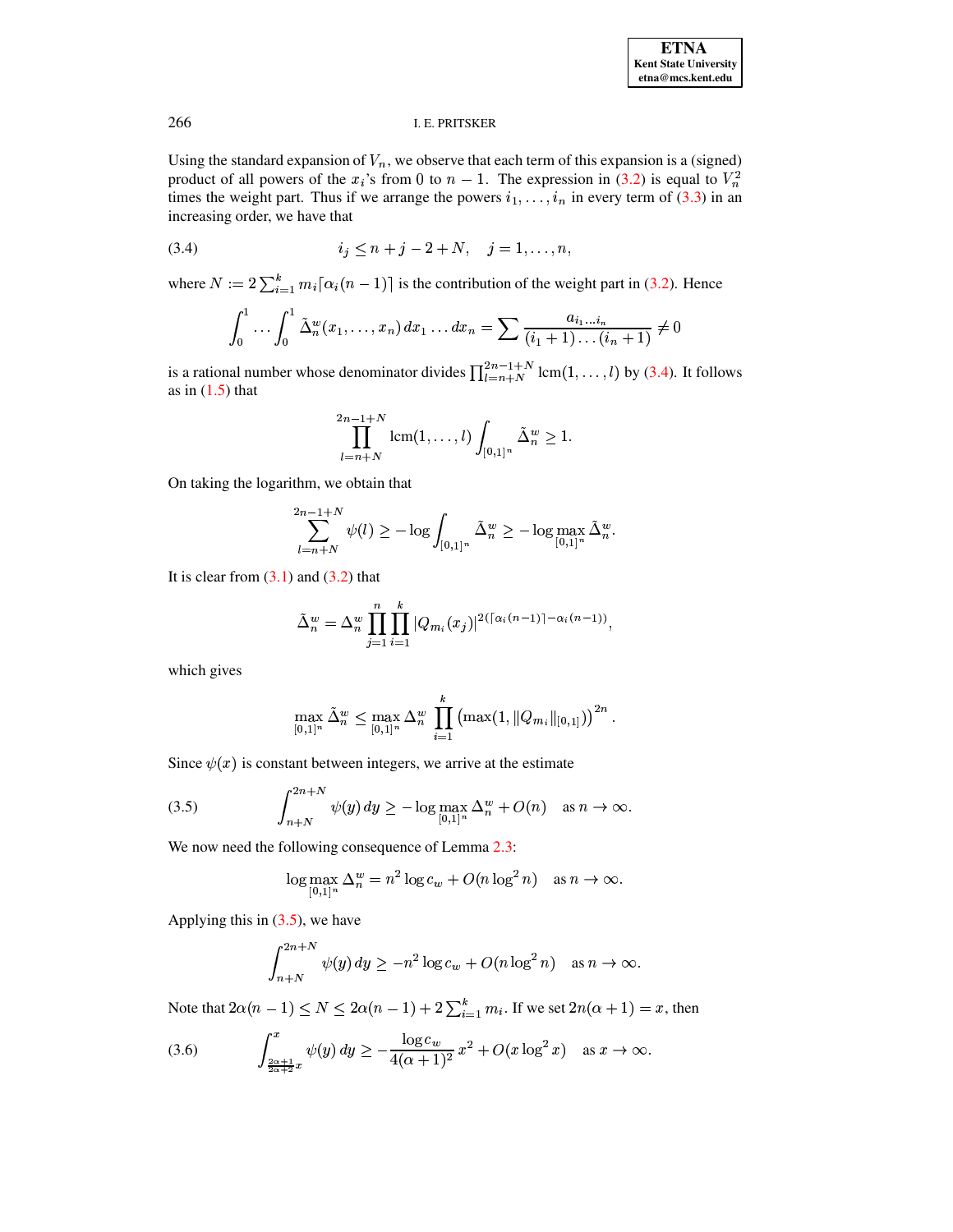Using the standard expansion of $V_n$, we observe that each term of this expansion is a (signed) product of all powers of the $x_i$'s from 0 to $n-1$. The expression in (3.2) is equal to $V_n^2$ times the weight part. Thus if we arrange the powers $i_1, \ldots, i_n$ in every term of (3.3) in an increasing order, we have that

$$i_j \leq n + j - 2 + N, \quad j = 1, \ldots, n, \tag{3.4}$$

where $N := 2\sum_{i=1}^k m_i \lceil \alpha_i(n-1) \rceil$ is the contribution of the weight part in (3.2). Hence

$$\int_0^1 \cdots \int_0^1 \tilde{\Delta}_n^w(x_1, \ldots, x_n)\, dx_1 \ldots dx_n = \sum \frac{a_{i_1 \ldots i_n}}{(i_1+1)\ldots(i_n+1)} \neq 0$$

is a rational number whose denominator divides $\prod_{l=n+N}^{2n-1+N} \operatorname{lcm}(1, \ldots, l)$ by (3.4). It follows as in (1.5) that

$$\prod_{l=n+N}^{2n-1+N} \operatorname{lcm}(1, \ldots, l) \int_{[0,1]^n} \tilde{\Delta}_n^w \geq 1.$$

On taking the logarithm, we obtain that

$$\sum_{l=n+N}^{2n-1+N} \psi(l) \geq -\log \int_{[0,1]^n} \tilde{\Delta}_n^w \geq -\log \max_{[0,1]^n} \tilde{\Delta}_n^w.$$

It is clear from (3.1) and (3.2) that

$$\tilde{\Delta}_n^w = \Delta_n^w \prod_{j=1}^n \prod_{i=1}^k |Q_{m_i}(x_j)|^{2(\lceil \alpha_i(n-1) \rceil - \alpha_i(n-1))},$$

which gives

$$\max_{[0,1]^n} \tilde{\Delta}_n^w \leq \max_{[0,1]^n} \Delta_n^w \prod_{i=1}^k \left(\max(1, \|Q_{m_i}\|_{[0,1]})\right)^{2n}.$$

Since $\psi(x)$ is constant between integers, we arrive at the estimate

$$\int_{n+N}^{2n+N} \psi(y)\, dy \geq -\log \max_{[0,1]^n} \Delta_n^w + O(n) \quad \text{as } n \to \infty. \tag{3.5}$$

We now need the following consequence of Lemma 2.3:

$$\log \max_{[0,1]^n} \Delta_n^w = n^2 \log c_w + O(n \log^2 n) \quad \text{as } n \to \infty.$$

Applying this in (3.5), we have

$$\int_{n+N}^{2n+N} \psi(y)\, dy \geq -n^2 \log c_w + O(n \log^2 n) \quad \text{as } n \to \infty.$$

Note that $2\alpha(n-1) \leq N \leq 2\alpha(n-1) + 2\sum_{i=1}^k m_i$. If we set $2n(\alpha+1) = x$, then

$$\int_{\frac{2\alpha+1}{2\alpha+2}x}^{x} \psi(y)\, dy \geq -\frac{\log c_w}{4(\alpha+1)^2}\, x^2 + O(x \log^2 x) \quad \text{as } x \to \infty. \tag{3.6}$$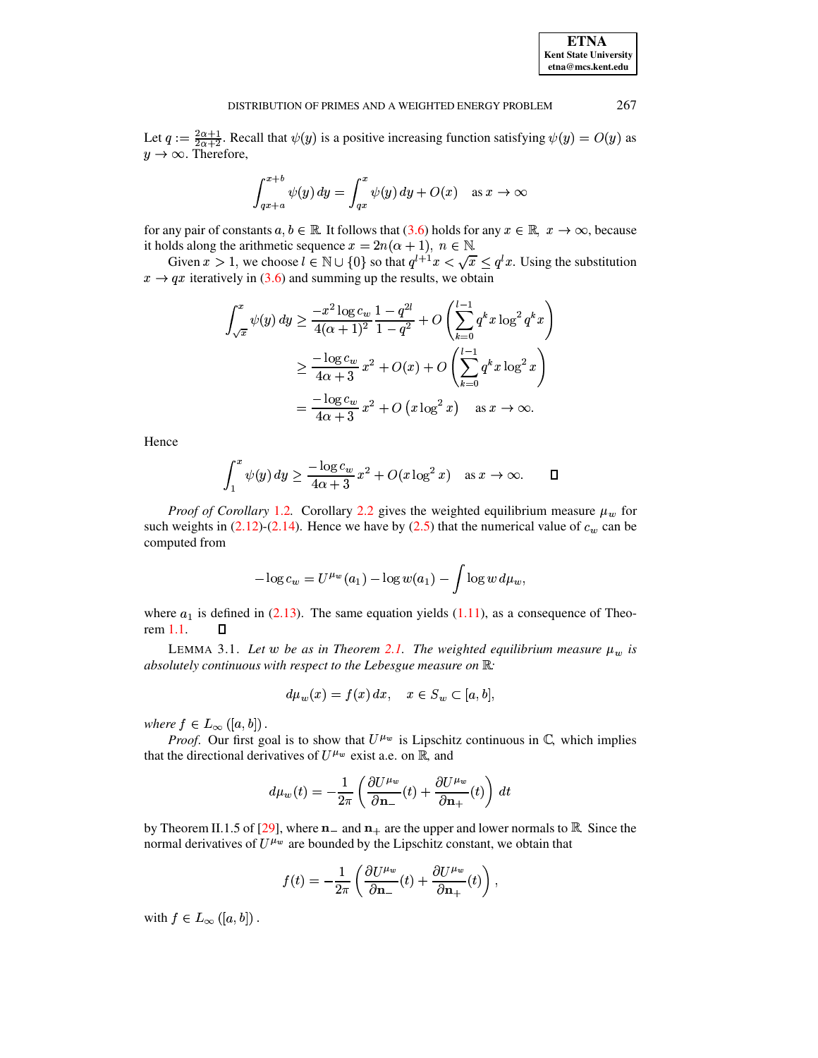Let $q := \frac{2\alpha+1}{2\alpha+2}$. Recall that $\psi(y)$ is a positive increasing function satisfying $\psi(y) = O(y)$ as $y \to \infty$. Therefore,

$$\int_{qx+a}^{x+b} \psi(y)\, dy = \int_{qx}^{x} \psi(y)\, dy + O(x) \quad \text{as } x \to \infty$$

for any pair of constants $a, b \in \mathbb{R}$. It follows that (3.6) holds for any $x \in \mathbb{R},\ x \to \infty$, because it holds along the arithmetic sequence $x = 2n(\alpha+1),\ n \in \mathbb{N}$.

Given $x > 1$, we choose $l \in \mathbb{N} \cup \{0\}$ so that $q^{l+1}x < \sqrt{x} \le q^l x$. Using the substitution $x \to qx$ iteratively in (3.6) and summing up the results, we obtain

$$\begin{aligned}
\int_{\sqrt{x}}^{x} \psi(y)\, dy &\ge \frac{-x^2 \log c_w}{4(\alpha+1)^2} \frac{1-q^{2l}}{1-q^2} + O\left(\sum_{k=0}^{l-1} q^k x \log^2 q^k x\right) \\
&\ge \frac{-\log c_w}{4\alpha+3}\, x^2 + O(x) + O\left(\sum_{k=0}^{l-1} q^k x \log^2 x\right) \\
&= \frac{-\log c_w}{4\alpha+3}\, x^2 + O\left(x \log^2 x\right) \quad \text{as } x \to \infty.
\end{aligned}$$

Hence

$$\int_{1}^{x} \psi(y)\, dy \ge \frac{-\log c_w}{4\alpha+3}\, x^2 + O(x \log^2 x) \quad \text{as } x \to \infty. \qquad \square$$

*Proof of Corollary 1.2.* Corollary 2.2 gives the weighted equilibrium measure $\mu_w$ for such weights in (2.12)-(2.14). Hence we have by (2.5) that the numerical value of $c_w$ can be computed from

$$-\log c_w = U^{\mu_w}(a_1) - \log w(a_1) - \int \log w \, d\mu_w,$$

where $a_1$ is defined in (2.13). The same equation yields (1.11), as a consequence of Theorem 1.1. $\square$

LEMMA 3.1. *Let $w$ be as in Theorem 2.1. The weighted equilibrium measure $\mu_w$ is absolutely continuous with respect to the Lebesgue measure on $\mathbb{R}$:*

$$d\mu_w(x) = f(x)\, dx, \quad x \in S_w \subset [a,b],$$

*where $f \in L_\infty([a,b])$.*

*Proof.* Our first goal is to show that $U^{\mu_w}$ is Lipschitz continuous in $\mathbb{C}$, which implies that the directional derivatives of $U^{\mu_w}$ exist a.e. on $\mathbb{R}$, and

$$d\mu_w(t) = -\frac{1}{2\pi}\left(\frac{\partial U^{\mu_w}}{\partial \mathbf{n}_-}(t) + \frac{\partial U^{\mu_w}}{\partial \mathbf{n}_+}(t)\right)\, dt$$

by Theorem II.1.5 of [29], where $\mathbf{n}_-$ and $\mathbf{n}_+$ are the upper and lower normals to $\mathbb{R}$. Since the normal derivatives of $U^{\mu_w}$ are bounded by the Lipschitz constant, we obtain that

$$f(t) = -\frac{1}{2\pi}\left(\frac{\partial U^{\mu_w}}{\partial \mathbf{n}_-}(t) + \frac{\partial U^{\mu_w}}{\partial \mathbf{n}_+}(t)\right),$$

with $f \in L_\infty([a,b])$.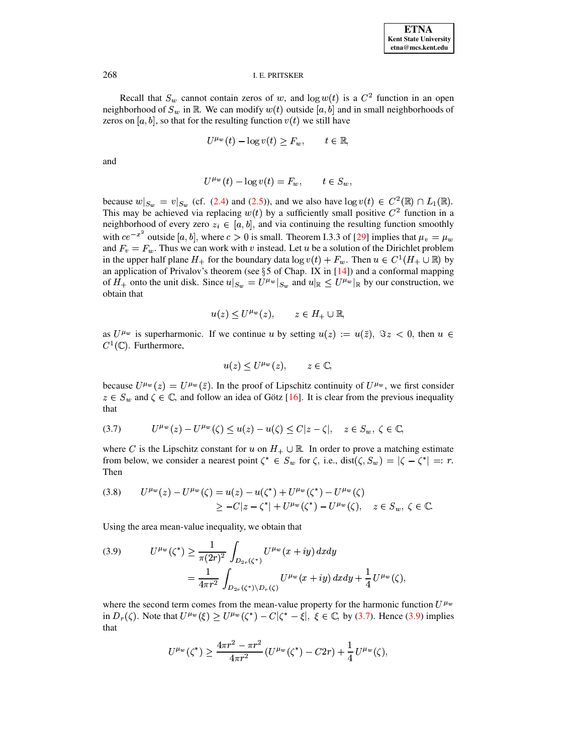Recall that $S_w$ cannot contain zeros of $w$, and $\log w(t)$ is a $C^2$ function in an open neighborhood of $S_w$ in $\mathbb{R}$. We can modify $w(t)$ outside $[a,b]$ and in small neighborhoods of zeros on $[a,b]$, so that for the resulting function $v(t)$ we still have

$$U^{\mu_w}(t) - \log v(t) \geq F_w, \qquad t \in \mathbb{R},$$

and

$$U^{\mu_w}(t) - \log v(t) = F_w, \qquad t \in S_w,$$

because $w|_{S_w} = v|_{S_w}$ (cf. (2.4) and (2.5)), and we also have $\log v(t) \in C^2(\mathbb{R}) \cap L_1(\mathbb{R})$. This may be achieved via replacing $w(t)$ by a sufficiently small positive $C^2$ function in a neighborhood of every zero $z_i \in [a,b]$, and via continuing the resulting function smoothly with $ce^{-x^2}$ outside $[a,b]$, where $c > 0$ is small. Theorem I.3.3 of [29] implies that $\mu_v = \mu_w$ and $F_v = F_w$. Thus we can work with $v$ instead. Let $u$ be a solution of the Dirichlet problem in the upper half plane $H_+$ for the boundary data $\log v(t) + F_w$. Then $u \in C^1(H_+ \cup \mathbb{R})$ by an application of Privalov's theorem (see §5 of Chap. IX in [14]) and a conformal mapping of $H_+$ onto the unit disk. Since $u|_{S_w} = U^{\mu_w}|_{S_w}$ and $u|_{\mathbb{R}} \leq U^{\mu_w}|_{\mathbb{R}}$ by our construction, we obtain that

$$u(z) \leq U^{\mu_w}(z), \qquad z \in H_+ \cup \mathbb{R},$$

as $U^{\mu_w}$ is superharmonic. If we continue $u$ by setting $u(z) := u(\bar{z}),\ \Im z < 0$, then $u \in C^1(\mathbb{C})$. Furthermore,

$$u(z) \leq U^{\mu_w}(z), \qquad z \in \mathbb{C},$$

because $U^{\mu_w}(z) = U^{\mu_w}(\bar{z})$. In the proof of Lipschitz continuity of $U^{\mu_w}$, we first consider $z \in S_w$ and $\zeta \in \mathbb{C}$, and follow an idea of Götz [16]. It is clear from the previous inequality that

$$U^{\mu_w}(z) - U^{\mu_w}(\zeta) \leq u(z) - u(\zeta) \leq C|z - \zeta|, \quad z \in S_w,\ \zeta \in \mathbb{C}, \tag{3.7}$$

where $C$ is the Lipschitz constant for $u$ on $H_+ \cup \mathbb{R}$. In order to prove a matching estimate from below, we consider a nearest point $\zeta^* \in S_w$ for $\zeta$, i.e., $\text{dist}(\zeta, S_w) = |\zeta - \zeta^*| =: r$. Then

$$\begin{aligned} U^{\mu_w}(z) - U^{\mu_w}(\zeta) &= u(z) - u(\zeta^*) + U^{\mu_w}(\zeta^*) - U^{\mu_w}(\zeta) \\ &\geq -C|z - \zeta^*| + U^{\mu_w}(\zeta^*) - U^{\mu_w}(\zeta), \quad z \in S_w,\ \zeta \in \mathbb{C}. \end{aligned} \tag{3.8}$$

Using the area mean-value inequality, we obtain that

$$\begin{aligned} U^{\mu_w}(\zeta^*) &\geq \frac{1}{\pi(2r)^2} \int_{D_{2r}(\zeta^*)} U^{\mu_w}(x+iy)\, dxdy \\ &= \frac{1}{4\pi r^2} \int_{D_{2r}(\zeta^*) \setminus D_r(\zeta)} U^{\mu_w}(x+iy)\, dxdy + \frac{1}{4} U^{\mu_w}(\zeta), \end{aligned} \tag{3.9}$$

where the second term comes from the mean-value property for the harmonic function $U^{\mu_w}$ in $D_r(\zeta)$. Note that $U^{\mu_w}(\xi) \geq U^{\mu_w}(\zeta^*) - C|\zeta^* - \xi|,\ \xi \in \mathbb{C}$, by (3.7). Hence (3.9) implies that

$$U^{\mu_w}(\zeta^*) \geq \frac{4\pi r^2 - \pi r^2}{4\pi r^2} \left(U^{\mu_w}(\zeta^*) - C2r\right) + \frac{1}{4} U^{\mu_w}(\zeta),$$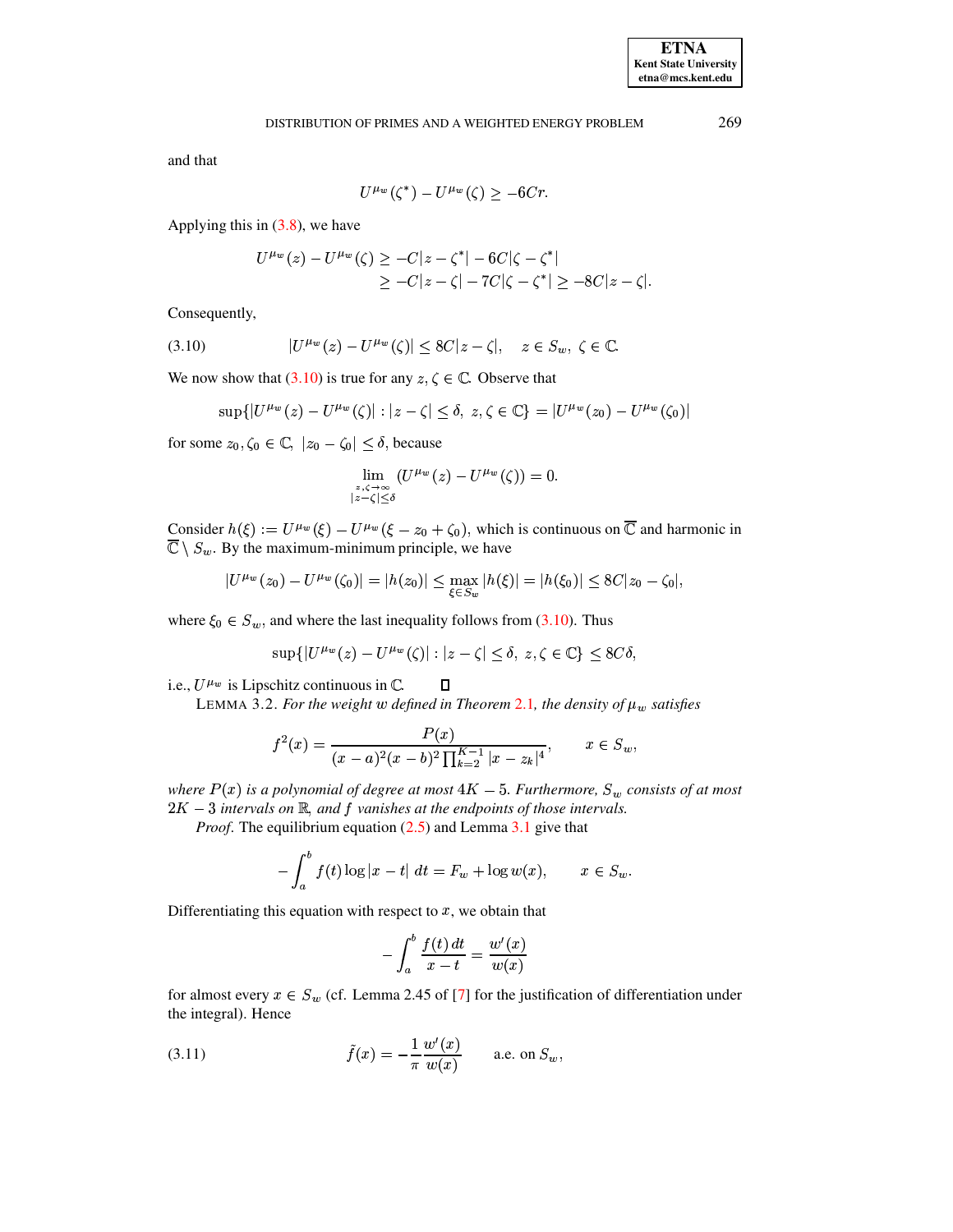and that

$$U^{\mu_w}(\zeta^*) - U^{\mu_w}(\zeta) \geq -6Cr.$$

Applying this in (3.8), we have

$$\begin{aligned} U^{\mu_w}(z) - U^{\mu_w}(\zeta) &\geq -C|z-\zeta^*| - 6C|\zeta - \zeta^*| \\ &\geq -C|z-\zeta| - 7C|\zeta-\zeta^*| \geq -8C|z-\zeta|. \end{aligned}$$

Consequently,

$$|U^{\mu_w}(z) - U^{\mu_w}(\zeta)| \leq 8C|z-\zeta|, \quad z \in S_w,\ \zeta \in \mathbb{C}. \tag{3.10}$$

We now show that (3.10) is true for any $z, \zeta \in \mathbb{C}$. Observe that

$$\sup\{|U^{\mu_w}(z) - U^{\mu_w}(\zeta)| : |z-\zeta| \leq \delta,\ z,\zeta \in \mathbb{C}\} = |U^{\mu_w}(z_0) - U^{\mu_w}(\zeta_0)|$$

for some $z_0, \zeta_0 \in \mathbb{C},\ |z_0 - \zeta_0| \leq \delta$, because

$$\lim_{\substack{z,\zeta\to\infty \\ |z-\zeta|\leq\delta}} (U^{\mu_w}(z) - U^{\mu_w}(\zeta)) = 0.$$

Consider $h(\xi) := U^{\mu_w}(\xi) - U^{\mu_w}(\xi - z_0 + \zeta_0)$, which is continuous on $\overline{\mathbb{C}}$ and harmonic in $\overline{\mathbb{C}} \setminus S_w$. By the maximum-minimum principle, we have

$$|U^{\mu_w}(z_0) - U^{\mu_w}(\zeta_0)| = |h(z_0)| \leq \max_{\xi \in S_w} |h(\xi)| = |h(\xi_0)| \leq 8C|z_0 - \zeta_0|,$$

where $\xi_0 \in S_w$, and where the last inequality follows from (3.10). Thus

$$\sup\{|U^{\mu_w}(z) - U^{\mu_w}(\zeta)| : |z-\zeta| \leq \delta,\ z,\zeta \in \mathbb{C}\} \leq 8C\delta,$$

i.e., $U^{\mu_w}$ is Lipschitz continuous in $\mathbb{C}$. ∎

LEMMA 3.2. *For the weight $w$ defined in Theorem 2.1, the density of $\mu_w$ satisfies*

$$f^2(x) = \frac{P(x)}{(x-a)^2(x-b)^2\prod_{k=2}^{K-1}|x-z_k|^4}, \qquad x \in S_w,$$

*where $P(x)$ is a polynomial of degree at most $4K-5$. Furthermore, $S_w$ consists of at most $2K-3$ intervals on $\mathbb{R}$, and $f$ vanishes at the endpoints of those intervals.*

*Proof.* The equilibrium equation (2.5) and Lemma 3.1 give that

$$-\int_a^b f(t)\log|x-t|\ dt = F_w + \log w(x), \qquad x \in S_w.$$

Differentiating this equation with respect to $x$, we obtain that

$$-\int_a^b \frac{f(t)\,dt}{x-t} = \frac{w'(x)}{w(x)}$$

for almost every $x \in S_w$ (cf. Lemma 2.45 of [7] for the justification of differentiation under the integral). Hence

$$\tilde{f}(x) = -\frac{1}{\pi}\frac{w'(x)}{w(x)} \qquad \text{a.e. on } S_w, \tag{3.11}$$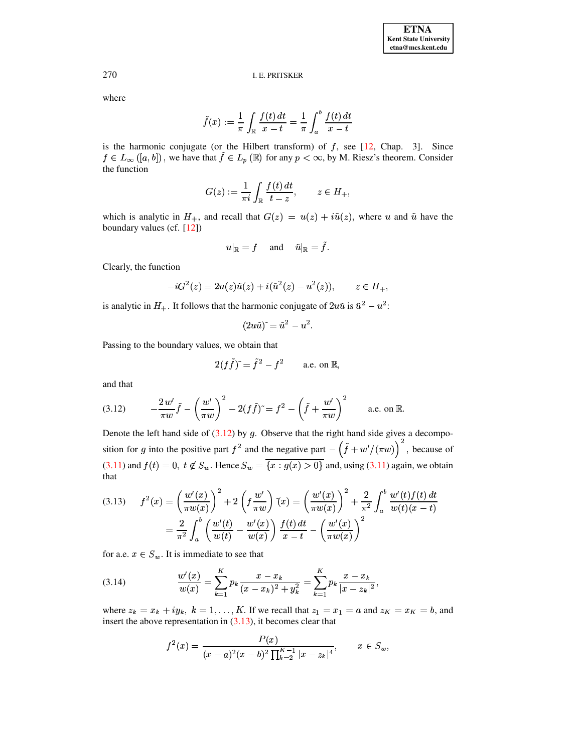where

$$\tilde{f}(x) := \frac{1}{\pi} \int_{\mathbb{R}} \frac{f(t)\,dt}{x-t} = \frac{1}{\pi} \int_a^b \frac{f(t)\,dt}{x-t}$$

is the harmonic conjugate (or the Hilbert transform) of $f$, see [12, Chap. 3]. Since $f \in L_\infty([a,b])$, we have that $\tilde{f} \in L_p(\mathbb{R})$ for any $p < \infty$, by M. Riesz's theorem. Consider the function

$$G(z) := \frac{1}{\pi i} \int_{\mathbb{R}} \frac{f(t)\,dt}{t-z}, \qquad z \in H_+,$$

which is analytic in $H_+$, and recall that $G(z) = u(z) + i\tilde{u}(z)$, where $u$ and $\tilde{u}$ have the boundary values (cf. [12])

$$u|_{\mathbb{R}} = f \quad \text{ and } \quad \tilde{u}|_{\mathbb{R}} = \tilde{f}.$$

Clearly, the function

$$-iG^2(z) = 2u(z)\tilde{u}(z) + i(\tilde{u}^2(z) - u^2(z)), \qquad z \in H_+,$$

is analytic in $H_+$. It follows that the harmonic conjugate of $2u\tilde{u}$ is $\tilde{u}^2 - u^2$:

$$(2u\tilde{u})\tilde{} = \tilde{u}^2 - u^2.$$

Passing to the boundary values, we obtain that

$$2(f\tilde{f})\tilde{} = \tilde{f}^2 - f^2 \qquad \text{a.e. on } \mathbb{R},$$

and that

$$-\frac{2\,w'}{\pi w}\tilde{f} - \left(\frac{w'}{\pi w}\right)^2 - 2(f\tilde{f})\tilde{} = f^2 - \left(\tilde{f} + \frac{w'}{\pi w}\right)^2 \qquad \text{a.e. on } \mathbb{R}. \tag{3.12}$$

Denote the left hand side of (3.12) by $g$. Observe that the right hand side gives a decomposition for $g$ into the positive part $f^2$ and the negative part $-\left(\tilde{f} + w'/(\pi w)\right)^2$, because of (3.11) and $f(t) = 0,\ t \notin S_w$. Hence $S_w = \overline{\{x : g(x) > 0\}}$ and, using (3.11) again, we obtain that

$$\begin{aligned} f^2(x) &= \left(\frac{w'(x)}{\pi w(x)}\right)^2 + 2\left(f\frac{w'}{\pi w}\right)\tilde{}(x) = \left(\frac{w'(x)}{\pi w(x)}\right)^2 + \frac{2}{\pi^2}\int_a^b \frac{w'(t)f(t)\,dt}{w(t)(x-t)} \\ &= \frac{2}{\pi^2}\int_a^b \left(\frac{w'(t)}{w(t)} - \frac{w'(x)}{w(x)}\right)\frac{f(t)\,dt}{x-t} - \left(\frac{w'(x)}{\pi w(x)}\right)^2 \end{aligned} \tag{3.13}$$

for a.e. $x \in S_w$. It is immediate to see that

$$\frac{w'(x)}{w(x)} = \sum_{k=1}^{K} p_k \frac{x - x_k}{(x-x_k)^2 + y_k^2} = \sum_{k=1}^{K} p_k \frac{x - x_k}{|x - z_k|^2}, \tag{3.14}$$

where $z_k = x_k + iy_k,\ k = 1, \ldots, K$. If we recall that $z_1 = x_1 = a$ and $z_K = x_K = b$, and insert the above representation in (3.13), it becomes clear that

$$f^2(x) = \frac{P(x)}{(x-a)^2(x-b)^2\prod_{k=2}^{K-1}|x - z_k|^4}, \qquad x \in S_w,$$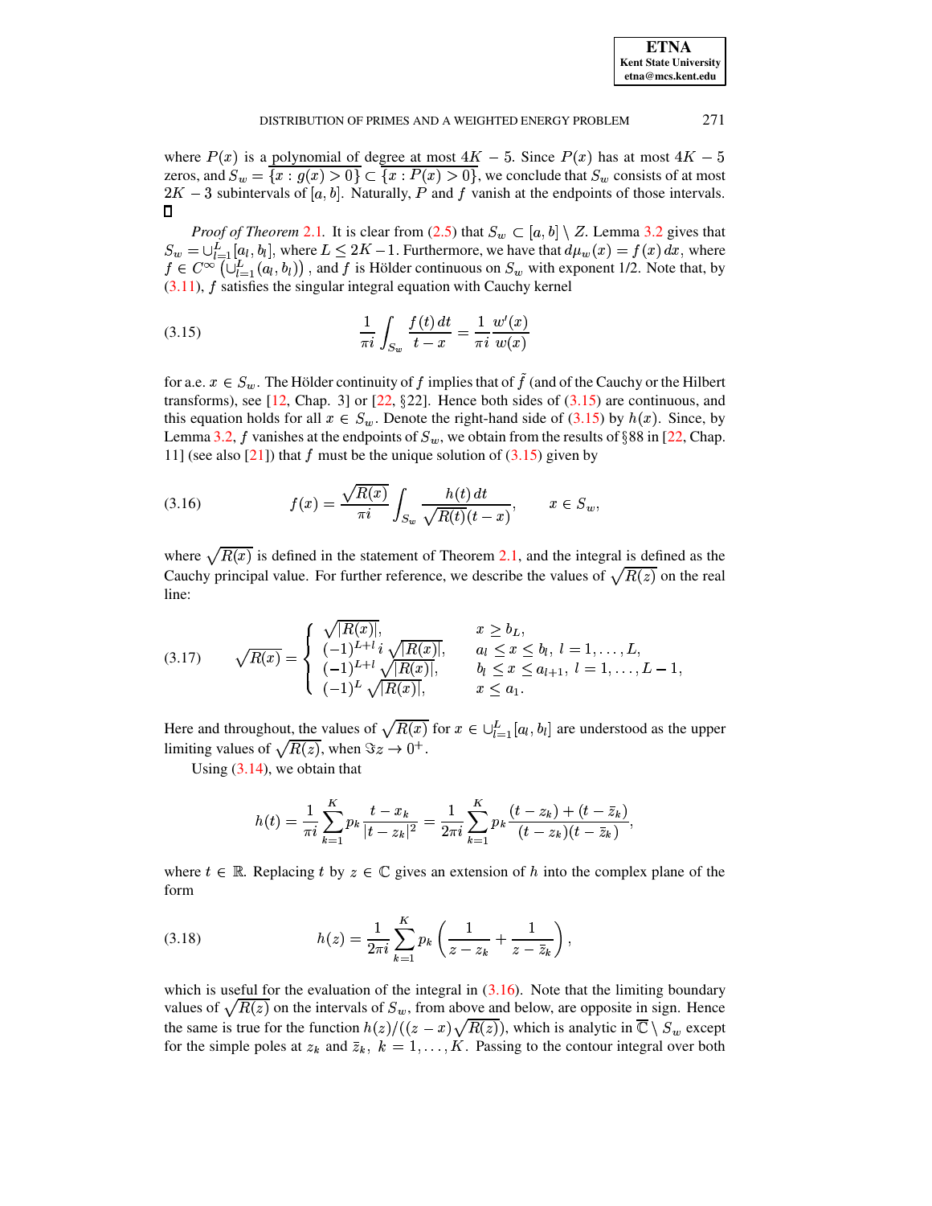where $P(x)$ is a polynomial of degree at most $4K-5$. Since $P(x)$ has at most $4K-5$ zeros, and $S_w = \overline{\{x : g(x) > 0\}} \subset \overline{\{x : P(x) > 0\}}$, we conclude that $S_w$ consists of at most $2K-3$ subintervals of $[a,b]$. Naturally, $P$ and $f$ vanish at the endpoints of those intervals. $\square$

*Proof of Theorem* 2.1. It is clear from (2.5) that $S_w \subset [a,b] \setminus Z$. Lemma 3.2 gives that $S_w = \cup_{l=1}^{L} [a_l, b_l]$, where $L \le 2K-1$. Furthermore, we have that $d\mu_w(x) = f(x)\,dx$, where $f \in C^\infty\left(\cup_{l=1}^{L}(a_l,b_l)\right)$, and $f$ is Hölder continuous on $S_w$ with exponent 1/2. Note that, by (3.11), $f$ satisfies the singular integral equation with Cauchy kernel

$$\frac{1}{\pi i}\int_{S_w} \frac{f(t)\,dt}{t-x} = \frac{1}{\pi i}\frac{w'(x)}{w(x)} \tag{3.15}$$

for a.e. $x \in S_w$. The Hölder continuity of $f$ implies that of $\tilde{f}$ (and of the Cauchy or the Hilbert transforms), see [12, Chap. 3] or [22, §22]. Hence both sides of (3.15) are continuous, and this equation holds for all $x \in S_w$. Denote the right-hand side of (3.15) by $h(x)$. Since, by Lemma 3.2, $f$ vanishes at the endpoints of $S_w$, we obtain from the results of §88 in [22, Chap. 11] (see also [21]) that $f$ must be the unique solution of (3.15) given by

$$f(x) = \frac{\sqrt{R(x)}}{\pi i}\int_{S_w}\frac{h(t)\,dt}{\sqrt{R(t)}(t-x)}, \qquad x \in S_w, \tag{3.16}$$

where $\sqrt{R(x)}$ is defined in the statement of Theorem 2.1, and the integral is defined as the Cauchy principal value. For further reference, we describe the values of $\sqrt{R(z)}$ on the real line:

$$\sqrt{R(x)} = \begin{cases} \sqrt{|R(x)|}, & x \ge b_L, \\ (-1)^{L+l}\, i\, \sqrt{|R(x)|}, & a_l \le x \le b_l,\ l = 1,\dots,L, \\ (-1)^{L+l}\sqrt{|R(x)|}, & b_l \le x \le a_{l+1},\ l = 1,\dots,L-1, \\ (-1)^{L}\sqrt{|R(x)|}, & x \le a_1. \end{cases} \tag{3.17}$$

Here and throughout, the values of $\sqrt{R(x)}$ for $x \in \cup_{l=1}^{L}[a_l,b_l]$ are understood as the upper limiting values of $\sqrt{R(z)}$, when $\Im z \to 0^+$.

Using (3.14), we obtain that

$$h(t) = \frac{1}{\pi i}\sum_{k=1}^{K} p_k \frac{t - x_k}{|t - z_k|^2} = \frac{1}{2\pi i}\sum_{k=1}^{K} p_k \frac{(t-z_k)+(t-\bar{z}_k)}{(t-z_k)(t-\bar{z}_k)},$$

where $t \in \mathbb{R}$. Replacing $t$ by $z \in \mathbb{C}$ gives an extension of $h$ into the complex plane of the form

$$h(z) = \frac{1}{2\pi i}\sum_{k=1}^{K} p_k\left(\frac{1}{z-z_k} + \frac{1}{z-\bar{z}_k}\right), \tag{3.18}$$

which is useful for the evaluation of the integral in (3.16). Note that the limiting boundary values of $\sqrt{R(z)}$ on the intervals of $S_w$, from above and below, are opposite in sign. Hence the same is true for the function $h(z)/((z-x)\sqrt{R(z)})$, which is analytic in $\overline{\mathbb{C}} \setminus S_w$ except for the simple poles at $z_k$ and $\bar{z}_k$, $k = 1,\dots,K$. Passing to the contour integral over both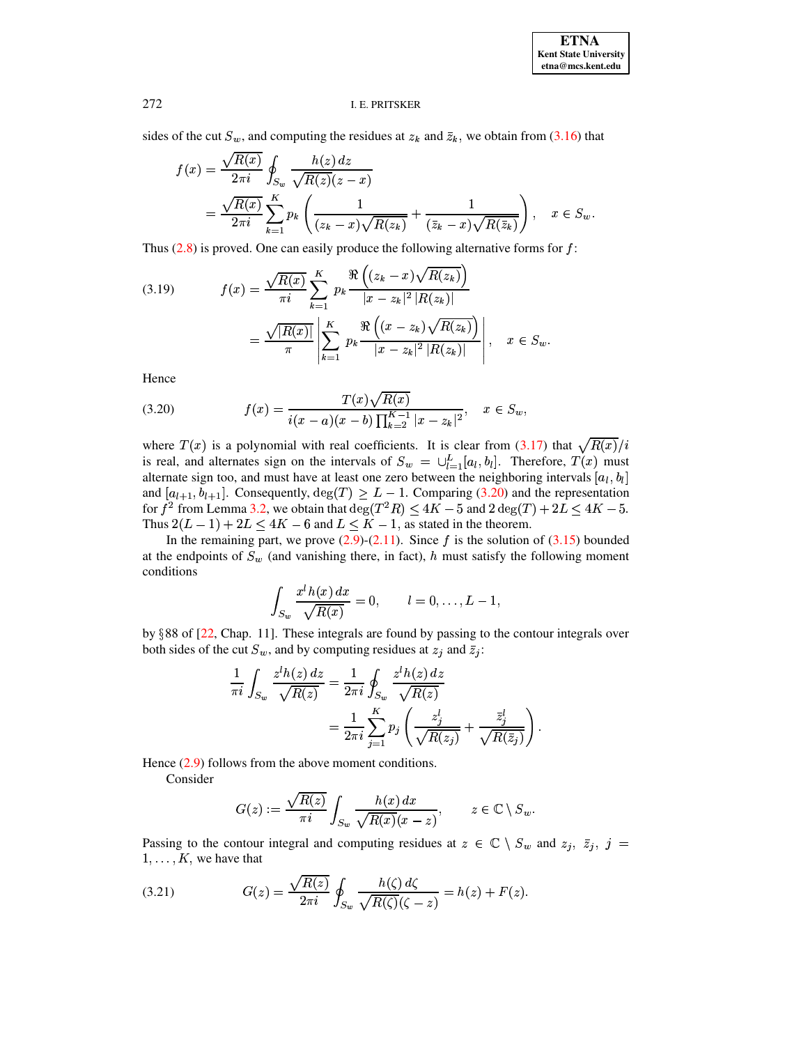sides of the cut $S_w$, and computing the residues at $z_k$ and $\bar{z}_k$, we obtain from (3.16) that

$$
\begin{aligned}
f(x) &= \frac{\sqrt{R(x)}}{2\pi i} \oint_{S_w} \frac{h(z)\,dz}{\sqrt{R(z)}(z-x)} \\
&= \frac{\sqrt{R(x)}}{2\pi i} \sum_{k=1}^{K} p_k \left( \frac{1}{(z_k - x)\sqrt{R(z_k)}} + \frac{1}{(\bar{z}_k - x)\sqrt{R(\bar{z}_k)}} \right), \quad x \in S_w.
\end{aligned}
$$

Thus (2.8) is proved. One can easily produce the following alternative forms for $f$:

$$
\begin{aligned}
f(x) &= \frac{\sqrt{R(x)}}{\pi i} \sum_{k=1}^{K} p_k \frac{\Re\left((z_k - x)\sqrt{R(z_k)}\right)}{|x - z_k|^2\,|R(z_k)|} \\
&= \frac{\sqrt{|R(x)|}}{\pi} \left| \sum_{k=1}^{K} p_k \frac{\Re\left((x - z_k)\sqrt{R(z_k)}\right)}{|x - z_k|^2\,|R(z_k)|} \right|, \quad x \in S_w.
\end{aligned} \tag{3.19}
$$

Hence

$$
f(x) = \frac{T(x)\sqrt{R(x)}}{i(x-a)(x-b)\prod_{k=2}^{K-1}|x - z_k|^2}, \quad x \in S_w, \tag{3.20}
$$

where $T(x)$ is a polynomial with real coefficients. It is clear from (3.17) that $\sqrt{R(x)}/i$ is real, and alternates sign on the intervals of $S_w = \cup_{l=1}^{L}[a_l, b_l]$. Therefore, $T(x)$ must alternate sign too, and must have at least one zero between the neighboring intervals $[a_l, b_l]$ and $[a_{l+1}, b_{l+1}]$. Consequently, $\deg(T) \geq L - 1$. Comparing (3.20) and the representation for $f^2$ from Lemma 3.2, we obtain that $\deg(T^2 R) \leq 4K - 5$ and $2\deg(T) + 2L \leq 4K - 5$. Thus $2(L-1) + 2L \leq 4K - 6$ and $L \leq K - 1$, as stated in the theorem.

In the remaining part, we prove (2.9)-(2.11). Since $f$ is the solution of (3.15) bounded at the endpoints of $S_w$ (and vanishing there, in fact), $h$ must satisfy the following moment conditions

$$
\int_{S_w} \frac{x^l h(x)\,dx}{\sqrt{R(x)}} = 0, \qquad l = 0, \ldots, L-1,
$$

by §88 of [22, Chap. 11]. These integrals are found by passing to the contour integrals over both sides of the cut $S_w$, and by computing residues at $z_j$ and $\bar{z}_j$:

$$
\begin{aligned}
\frac{1}{\pi i} \int_{S_w} \frac{z^l h(z)\,dz}{\sqrt{R(z)}} &= \frac{1}{2\pi i} \oint_{S_w} \frac{z^l h(z)\,dz}{\sqrt{R(z)}} \\
&= \frac{1}{2\pi i} \sum_{j=1}^{K} p_j \left( \frac{z_j^l}{\sqrt{R(z_j)}} + \frac{\bar{z}_j^l}{\sqrt{R(\bar{z}_j)}} \right).
\end{aligned}
$$

Hence (2.9) follows from the above moment conditions.

Consider

$$
G(z) := \frac{\sqrt{R(z)}}{\pi i} \int_{S_w} \frac{h(x)\,dx}{\sqrt{R(x)}(x-z)}, \qquad z \in \mathbb{C} \setminus S_w.
$$

Passing to the contour integral and computing residues at $z \in \mathbb{C} \setminus S_w$ and $z_j,\ \bar{z}_j,\ j = 1, \ldots, K$, we have that

$$
G(z) = \frac{\sqrt{R(z)}}{2\pi i} \oint_{S_w} \frac{h(\zeta)\,d\zeta}{\sqrt{R(\zeta)}(\zeta - z)} = h(z) + F(z). \tag{3.21}
$$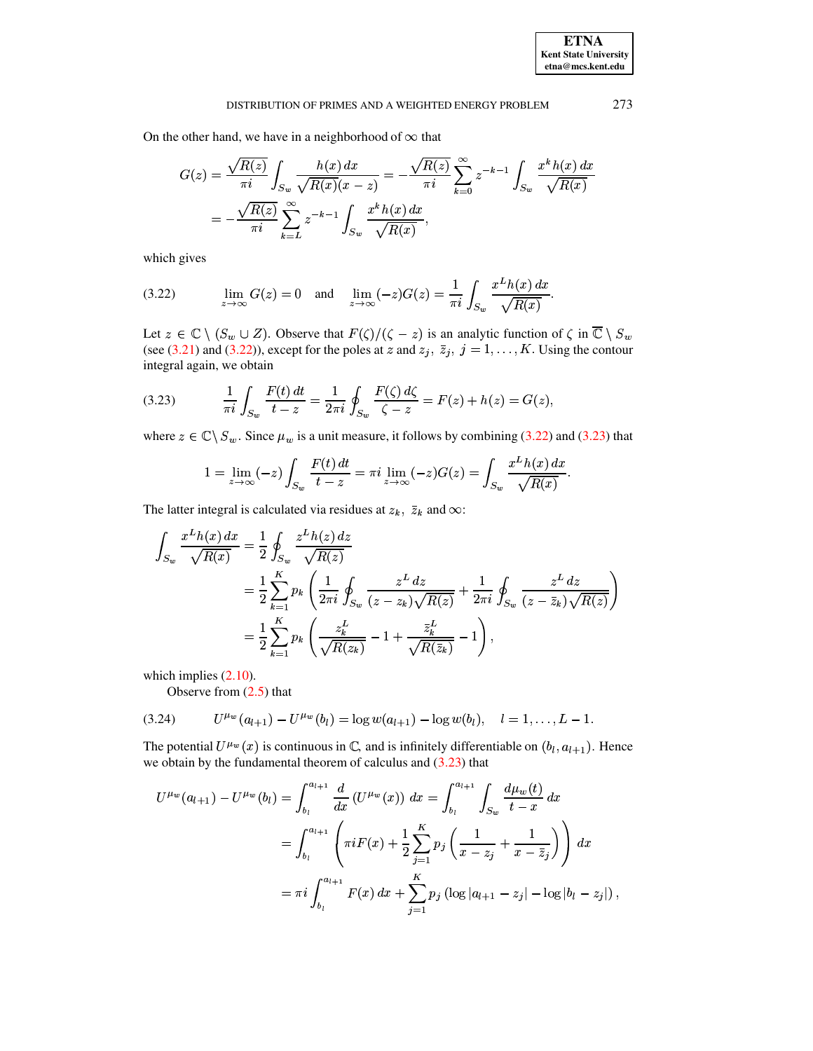On the other hand, we have in a neighborhood of $\infty$ that

$$
\begin{aligned}
G(z) = \frac{\sqrt{R(z)}}{\pi i} \int_{S_w} \frac{h(x)\, dx}{\sqrt{R(x)}(x-z)} &= -\frac{\sqrt{R(z)}}{\pi i} \sum_{k=0}^{\infty} z^{-k-1} \int_{S_w} \frac{x^k h(x)\, dx}{\sqrt{R(x)}} \\
&= -\frac{\sqrt{R(z)}}{\pi i} \sum_{k=L}^{\infty} z^{-k-1} \int_{S_w} \frac{x^k h(x)\, dx}{\sqrt{R(x)}},
\end{aligned}
$$

which gives

$$
\lim_{z\to\infty} G(z) = 0 \quad \text{and} \quad \lim_{z\to\infty} (-z) G(z) = \frac{1}{\pi i} \int_{S_w} \frac{x^L h(x)\, dx}{\sqrt{R(x)}}. \tag{3.22}
$$

Let $z \in \mathbb{C} \setminus (S_w \cup Z)$. Observe that $F(\zeta)/(\zeta - z)$ is an analytic function of $\zeta$ in $\overline{\mathbb{C}} \setminus S_w$ (see (3.21) and (3.22)), except for the poles at $z$ and $z_j,\ \bar{z}_j,\ j = 1, \ldots, K$. Using the contour integral again, we obtain

$$
\frac{1}{\pi i} \int_{S_w} \frac{F(t)\, dt}{t - z} = \frac{1}{2\pi i} \oint_{S_w} \frac{F(\zeta)\, d\zeta}{\zeta - z} = F(z) + h(z) = G(z), \tag{3.23}
$$

where $z \in \mathbb{C} \setminus S_w$. Since $\mu_w$ is a unit measure, it follows by combining (3.22) and (3.23) that

$$
1 = \lim_{z\to\infty} (-z) \int_{S_w} \frac{F(t)\, dt}{t - z} = \pi i \lim_{z\to\infty} (-z) G(z) = \int_{S_w} \frac{x^L h(x)\, dx}{\sqrt{R(x)}}.
$$

The latter integral is calculated via residues at $z_k,\ \bar{z}_k$ and $\infty$:

$$
\begin{aligned}
\int_{S_w} \frac{x^L h(x)\, dx}{\sqrt{R(x)}} &= \frac{1}{2} \oint_{S_w} \frac{z^L h(z)\, dz}{\sqrt{R(z)}} \\
&= \frac{1}{2} \sum_{k=1}^{K} p_k \left( \frac{1}{2\pi i} \oint_{S_w} \frac{z^L\, dz}{(z - z_k)\sqrt{R(z)}} + \frac{1}{2\pi i} \oint_{S_w} \frac{z^L\, dz}{(z - \bar{z}_k)\sqrt{R(z)}} \right) \\
&= \frac{1}{2} \sum_{k=1}^{K} p_k \left( \frac{z_k^L}{\sqrt{R(z_k)}} - 1 + \frac{\bar{z}_k^L}{\sqrt{R(\bar{z}_k)}} - 1 \right),
\end{aligned}
$$

which implies (2.10).

Observe from (2.5) that

$$
U^{\mu_w}(a_{l+1}) - U^{\mu_w}(b_l) = \log w(a_{l+1}) - \log w(b_l), \quad l = 1, \ldots, L-1. \tag{3.24}
$$

The potential $U^{\mu_w}(x)$ is continuous in $\mathbb{C}$, and is infinitely differentiable on $(b_l, a_{l+1})$. Hence we obtain by the fundamental theorem of calculus and (3.23) that

$$
\begin{aligned}
U^{\mu_w}(a_{l+1}) - U^{\mu_w}(b_l) &= \int_{b_l}^{a_{l+1}} \frac{d}{dx} \left( U^{\mu_w}(x) \right)\, dx = \int_{b_l}^{a_{l+1}} \int_{S_w} \frac{d\mu_w(t)}{t - x}\, dx \\
&= \int_{b_l}^{a_{l+1}} \left( \pi i F(x) + \frac{1}{2} \sum_{j=1}^{K} p_j \left( \frac{1}{x - z_j} + \frac{1}{x - \bar{z}_j} \right) \right)\, dx \\
&= \pi i \int_{b_l}^{a_{l+1}} F(x)\, dx + \sum_{j=1}^{K} p_j \left( \log |a_{l+1} - z_j| - \log |b_l - z_j| \right),
\end{aligned}
$$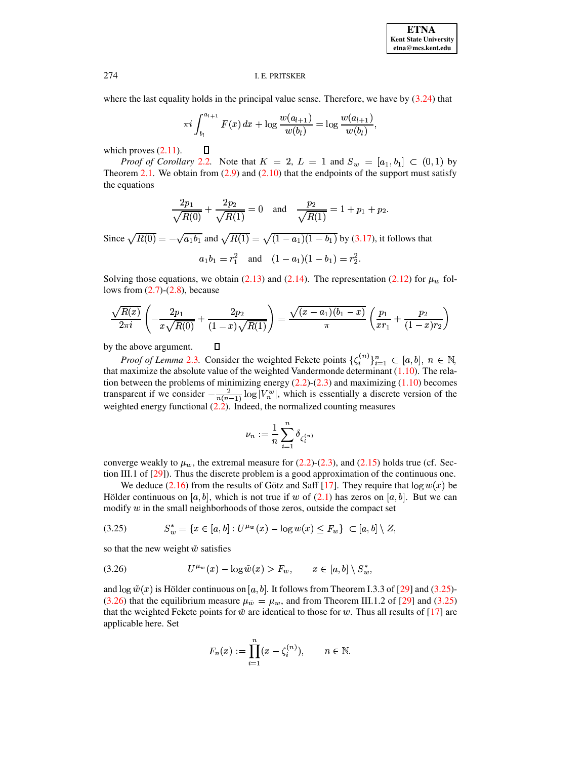where the last equality holds in the principal value sense. Therefore, we have by (3.24) that

$$\pi i \int_{b_l}^{a_{l+1}} F(x)\,dx + \log \frac{w(a_{l+1})}{w(b_l)} = \log \frac{w(a_{l+1})}{w(b_l)},$$

which proves (2.11). ☐

*Proof of Corollary* 2.2. Note that $K = 2$, $L = 1$ and $S_w = [a_1, b_1] \subset (0,1)$ by Theorem 2.1. We obtain from (2.9) and (2.10) that the endpoints of the support must satisfy the equations

$$\frac{2p_1}{\sqrt{R(0)}} + \frac{2p_2}{\sqrt{R(1)}} = 0 \quad \text{and} \quad \frac{p_2}{\sqrt{R(1)}} = 1 + p_1 + p_2.$$

Since $\sqrt{R(0)} = -\sqrt{a_1 b_1}$ and $\sqrt{R(1)} = \sqrt{(1-a_1)(1-b_1)}$ by (3.17), it follows that

$$a_1 b_1 = r_1^2 \quad \text{and} \quad (1-a_1)(1-b_1) = r_2^2.$$

Solving those equations, we obtain (2.13) and (2.14). The representation (2.12) for $\mu_w$ follows from (2.7)-(2.8), because

$$\frac{\sqrt{R(x)}}{2\pi i}\left(-\frac{2p_1}{x\sqrt{R(0)}} + \frac{2p_2}{(1-x)\sqrt{R(1)}}\right) = \frac{\sqrt{(x-a_1)(b_1-x)}}{\pi}\left(\frac{p_1}{xr_1} + \frac{p_2}{(1-x)r_2}\right)$$

by the above argument. ☐

*Proof of Lemma* 2.3. Consider the weighted Fekete points $\{\zeta_i^{(n)}\}_{i=1}^n \subset [a,b]$, $n \in \mathbb{N}$, that maximize the absolute value of the weighted Vandermonde determinant (1.10). The relation between the problems of minimizing energy (2.2)-(2.3) and maximizing (1.10) becomes transparent if we consider $-\frac{2}{n(n-1)} \log |V_n^w|$, which is essentially a discrete version of the weighted energy functional (2.2). Indeed, the normalized counting measures

$$\nu_n := \frac{1}{n}\sum_{i=1}^n \delta_{\zeta_i^{(n)}}$$

converge weakly to $\mu_w$, the extremal measure for (2.2)-(2.3), and (2.15) holds true (cf. Section III.1 of [29]). Thus the discrete problem is a good approximation of the continuous one.

We deduce (2.16) from the results of Götz and Saff [17]. They require that $\log w(x)$ be Hölder continuous on $[a,b]$, which is not true if $w$ of (2.1) has zeros on $[a,b]$. But we can modify $w$ in the small neighborhoods of those zeros, outside the compact set

$$S_w^* = \{x \in [a,b] : U^{\mu_w}(x) - \log w(x) \le F_w\} \subset [a,b] \setminus Z, \tag{3.25}$$

so that the new weight $\tilde{w}$ satisfies

$$U^{\mu_w}(x) - \log \tilde{w}(x) > F_w, \qquad x \in [a,b] \setminus S_w^*, \tag{3.26}$$

and $\log \tilde{w}(x)$ is Hölder continuous on $[a,b]$. It follows from Theorem I.3.3 of [29] and (3.25)-(3.26) that the equilibrium measure $\mu_{\tilde{w}} = \mu_w$, and from Theorem III.1.2 of [29] and (3.25) that the weighted Fekete points for $\tilde{w}$ are identical to those for $w$. Thus all results of [17] are applicable here. Set

$$F_n(x) := \prod_{i=1}^n (x - \zeta_i^{(n)}), \qquad n \in \mathbb{N}.$$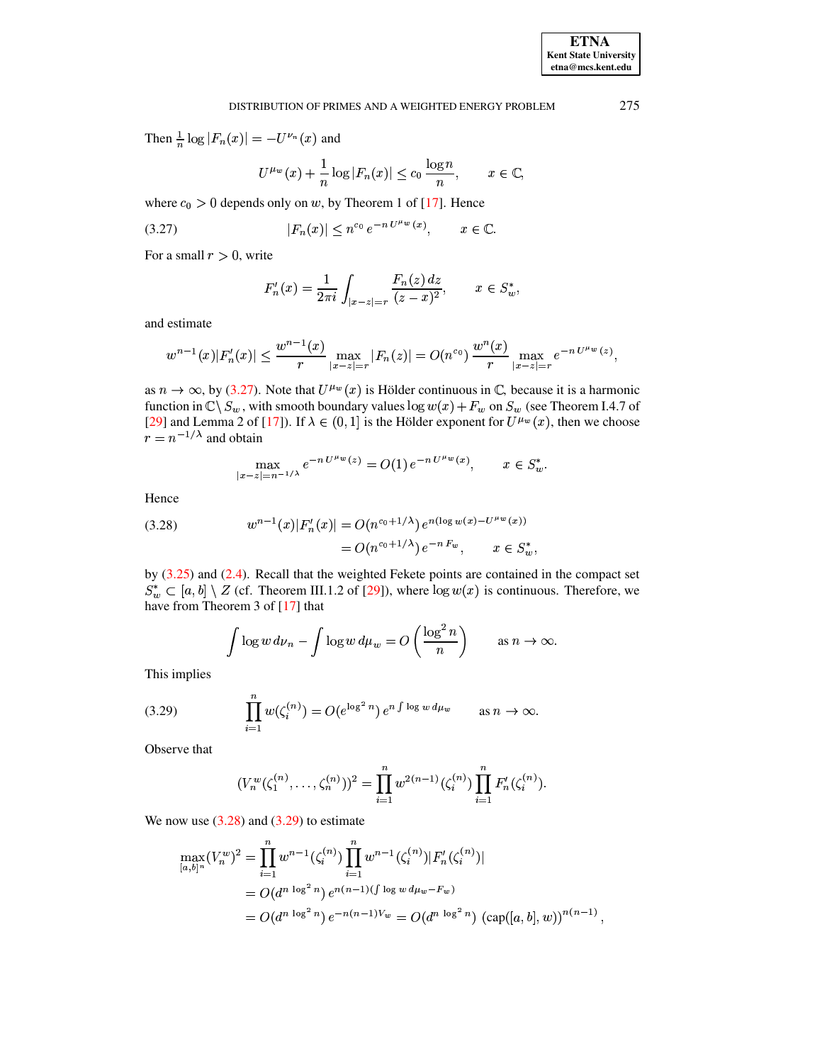Then $\frac{1}{n} \log |F_n(x)| = -U^{\nu_n}(x)$ and

$$U^{\mu_w}(x) + \frac{1}{n} \log |F_n(x)| \leq c_0 \, \frac{\log n}{n}, \qquad x \in \mathbb{C},$$

where $c_0 > 0$ depends only on $w$, by Theorem 1 of [17]. Hence

$$|F_n(x)| \leq n^{c_0} \, e^{-n \, U^{\mu_w}(x)}, \qquad x \in \mathbb{C}. \tag{3.27}$$

For a small $r > 0$, write

$$F_n'(x) = \frac{1}{2\pi i} \int_{|x-z|=r} \frac{F_n(z) \, dz}{(z-x)^2}, \qquad x \in S_w^*,$$

and estimate

$$w^{n-1}(x)|F_n'(x)| \leq \frac{w^{n-1}(x)}{r} \max_{|x-z|=r} |F_n(z)| = O(n^{c_0}) \, \frac{w^n(x)}{r} \max_{|x-z|=r} e^{-n \, U^{\mu_w}(z)},$$

as $n \to \infty$, by (3.27). Note that $U^{\mu_w}(x)$ is Hölder continuous in $\mathbb{C}$, because it is a harmonic function in $\mathbb{C} \setminus S_w$, with smooth boundary values $\log w(x) + F_w$ on $S_w$ (see Theorem I.4.7 of [29] and Lemma 2 of [17]). If $\lambda \in (0, 1]$ is the Hölder exponent for $U^{\mu_w}(x)$, then we choose $r = n^{-1/\lambda}$ and obtain

$$\max_{|x-z|=n^{-1/\lambda}} e^{-n \, U^{\mu_w}(z)} = O(1) \, e^{-n \, U^{\mu_w}(x)}, \qquad x \in S_w^*.$$

Hence

$$\begin{aligned} w^{n-1}(x)|F_n'(x)| &= O(n^{c_0 + 1/\lambda}) \, e^{n(\log w(x) - U^{\mu_w}(x))} \\ &= O(n^{c_0+1/\lambda}) \, e^{-n \, F_w}, \qquad x \in S_w^*, \end{aligned} \tag{3.28}$$

by (3.25) and (2.4). Recall that the weighted Fekete points are contained in the compact set $S_w^* \subset [a, b] \setminus Z$ (cf. Theorem III.1.2 of [29]), where $\log w(x)$ is continuous. Therefore, we have from Theorem 3 of [17] that

$$\int \log w \, d\nu_n - \int \log w \, d\mu_w = O\left(\frac{\log^2 n}{n}\right) \qquad \text{as } n \to \infty.$$

This implies

$$\prod_{i=1}^{n} w(\zeta_i^{(n)}) = O(e^{\log^2 n}) \, e^{n \int \log w \, d\mu_w} \qquad \text{as } n \to \infty. \tag{3.29}$$

Observe that

$$(V_n^w(\zeta_1^{(n)}, \ldots, \zeta_n^{(n)}))^2 = \prod_{i=1}^{n} w^{2(n-1)}(\zeta_i^{(n)}) \prod_{i=1}^{n} F_n'(\zeta_i^{(n)}).$$

We now use (3.28) and (3.29) to estimate

$$\begin{aligned} \max_{[a,b]^n} (V_n^w)^2 &= \prod_{i=1}^{n} w^{n-1}(\zeta_i^{(n)}) \prod_{i=1}^{n} w^{n-1}(\zeta_i^{(n)}) |F_n'(\zeta_i^{(n)})| \\ &= O(d^{n \, \log^2 n}) \, e^{n(n-1)(\int \log w \, d\mu_w - F_w)} \\ &= O(d^{n \, \log^2 n}) \, e^{-n(n-1)V_w} = O(d^{n \, \log^2 n}) \, (\mathrm{cap}([a, b], w))^{n(n-1)}, \end{aligned}$$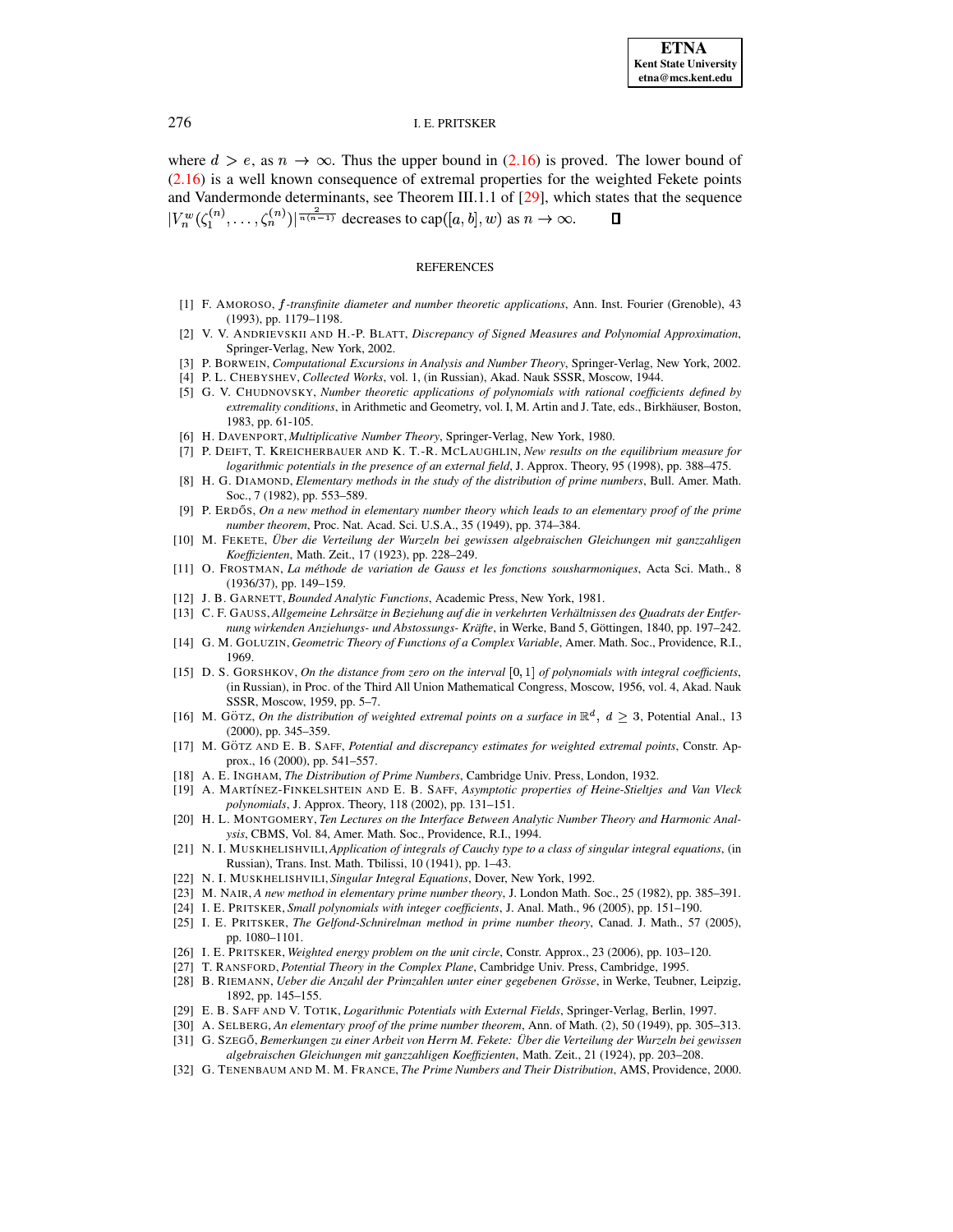where $d > e$, as $n \to \infty$. Thus the upper bound in (2.16) is proved. The lower bound of (2.16) is a well known consequence of extremal properties for the weighted Fekete points and Vandermonde determinants, see Theorem III.1.1 of [29], which states that the sequence $|V_n^w(\zeta_1^{(n)}, \ldots, \zeta_n^{(n)})|^{\frac{2}{n(n-1)}}$ decreases to $\mathrm{cap}([a,b], w)$ as $n \to \infty$. $\square$

## REFERENCES

[1] F. AMOROSO, *f-transfinite diameter and number theoretic applications*, Ann. Inst. Fourier (Grenoble), 43 (1993), pp. 1179–1198.

[2] V. V. ANDRIEVSKII AND H.-P. BLATT, *Discrepancy of Signed Measures and Polynomial Approximation*, Springer-Verlag, New York, 2002.

[3] P. BORWEIN, *Computational Excursions in Analysis and Number Theory*, Springer-Verlag, New York, 2002.

[4] P. L. CHEBYSHEV, *Collected Works*, vol. 1, (in Russian), Akad. Nauk SSSR, Moscow, 1944.

[5] G. V. CHUDNOVSKY, *Number theoretic applications of polynomials with rational coefficients defined by extremality conditions*, in Arithmetic and Geometry, vol. I, M. Artin and J. Tate, eds., Birkhäuser, Boston, 1983, pp. 61-105.

[6] H. DAVENPORT, *Multiplicative Number Theory*, Springer-Verlag, New York, 1980.

[7] P. DEIFT, T. KREICHERBAUER AND K. T.-R. MCLAUGHLIN, *New results on the equilibrium measure for logarithmic potentials in the presence of an external field*, J. Approx. Theory, 95 (1998), pp. 388–475.

[8] H. G. DIAMOND, *Elementary methods in the study of the distribution of prime numbers*, Bull. Amer. Math. Soc., 7 (1982), pp. 553–589.

[9] P. ERDŐS, *On a new method in elementary number theory which leads to an elementary proof of the prime number theorem*, Proc. Nat. Acad. Sci. U.S.A., 35 (1949), pp. 374–384.

[10] M. FEKETE, *Über die Verteilung der Wurzeln bei gewissen algebraischen Gleichungen mit ganzzahligen Koeffizienten*, Math. Zeit., 17 (1923), pp. 228–249.

[11] O. FROSTMAN, *La méthode de variation de Gauss et les fonctions sousharmoniques*, Acta Sci. Math., 8 (1936/37), pp. 149–159.

[12] J. B. GARNETT, *Bounded Analytic Functions*, Academic Press, New York, 1981.

[13] C. F. GAUSS, *Allgemeine Lehrsätze in Beziehung auf die in verkehrten Verhältnissen des Quadrats der Entfernung wirkenden Anziehungs- und Abstossungs- Kräfte*, in Werke, Band 5, Göttingen, 1840, pp. 197–242.

[14] G. M. GOLUZIN, *Geometric Theory of Functions of a Complex Variable*, Amer. Math. Soc., Providence, R.I., 1969.

[15] D. S. GORSHKOV, *On the distance from zero on the interval $[0,1]$ of polynomials with integral coefficients*, (in Russian), in Proc. of the Third All Union Mathematical Congress, Moscow, 1956, vol. 4, Akad. Nauk SSSR, Moscow, 1959, pp. 5–7.

[16] M. GÖTZ, *On the distribution of weighted extremal points on a surface in $\mathbb{R}^d$, $d \geq 3$*, Potential Anal., 13 (2000), pp. 345–359.

[17] M. GÖTZ AND E. B. SAFF, *Potential and discrepancy estimates for weighted extremal points*, Constr. Approx., 16 (2000), pp. 541–557.

[18] A. E. INGHAM, *The Distribution of Prime Numbers*, Cambridge Univ. Press, London, 1932.

[19] A. MARTÍNEZ-FINKELSHTEIN AND E. B. SAFF, *Asymptotic properties of Heine-Stieltjes and Van Vleck polynomials*, J. Approx. Theory, 118 (2002), pp. 131–151.

[20] H. L. MONTGOMERY, *Ten Lectures on the Interface Between Analytic Number Theory and Harmonic Analysis*, CBMS, Vol. 84, Amer. Math. Soc., Providence, R.I., 1994.

[21] N. I. MUSKHELISHVILI, *Application of integrals of Cauchy type to a class of singular integral equations*, (in Russian), Trans. Inst. Math. Tbilissi, 10 (1941), pp. 1–43.

[22] N. I. MUSKHELISHVILI, *Singular Integral Equations*, Dover, New York, 1992.

[23] M. NAIR, *A new method in elementary prime number theory*, J. London Math. Soc., 25 (1982), pp. 385–391.

[24] I. E. PRITSKER, *Small polynomials with integer coefficients*, J. Anal. Math., 96 (2005), pp. 151–190.

[25] I. E. PRITSKER, *The Gelfond-Schnirelman method in prime number theory*, Canad. J. Math., 57 (2005), pp. 1080–1101.

[26] I. E. PRITSKER, *Weighted energy problem on the unit circle*, Constr. Approx., 23 (2006), pp. 103–120.

[27] T. RANSFORD, *Potential Theory in the Complex Plane*, Cambridge Univ. Press, Cambridge, 1995.

[28] B. RIEMANN, *Ueber die Anzahl der Primzahlen unter einer gegebenen Grösse*, in Werke, Teubner, Leipzig, 1892, pp. 145–155.

[29] E. B. SAFF AND V. TOTIK, *Logarithmic Potentials with External Fields*, Springer-Verlag, Berlin, 1997.

[30] A. SELBERG, *An elementary proof of the prime number theorem*, Ann. of Math. (2), 50 (1949), pp. 305–313.

[31] G. SZEGŐ, *Bemerkungen zu einer Arbeit von Herrn M. Fekete: Über die Verteilung der Wurzeln bei gewissen algebraischen Gleichungen mit ganzzahligen Koeffizienten*, Math. Zeit., 21 (1924), pp. 203–208.

[32] G. TENENBAUM AND M. M. FRANCE, *The Prime Numbers and Their Distribution*, AMS, Providence, 2000.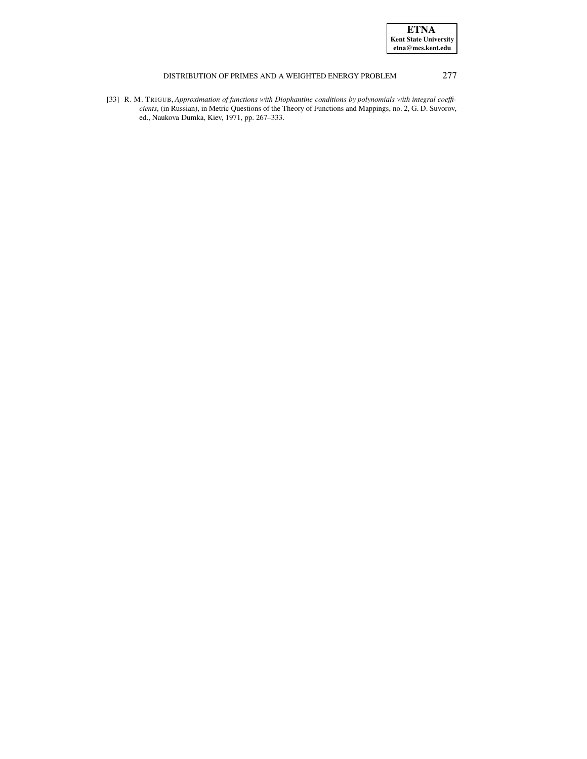[33] R. M. TRIGUB, *Approximation of functions with Diophantine conditions by polynomials with integral coefficients*, (in Russian), in Metric Questions of the Theory of Functions and Mappings, no. 2, G. D. Suvorov, ed., Naukova Dumka, Kiev, 1971, pp. 267–333.